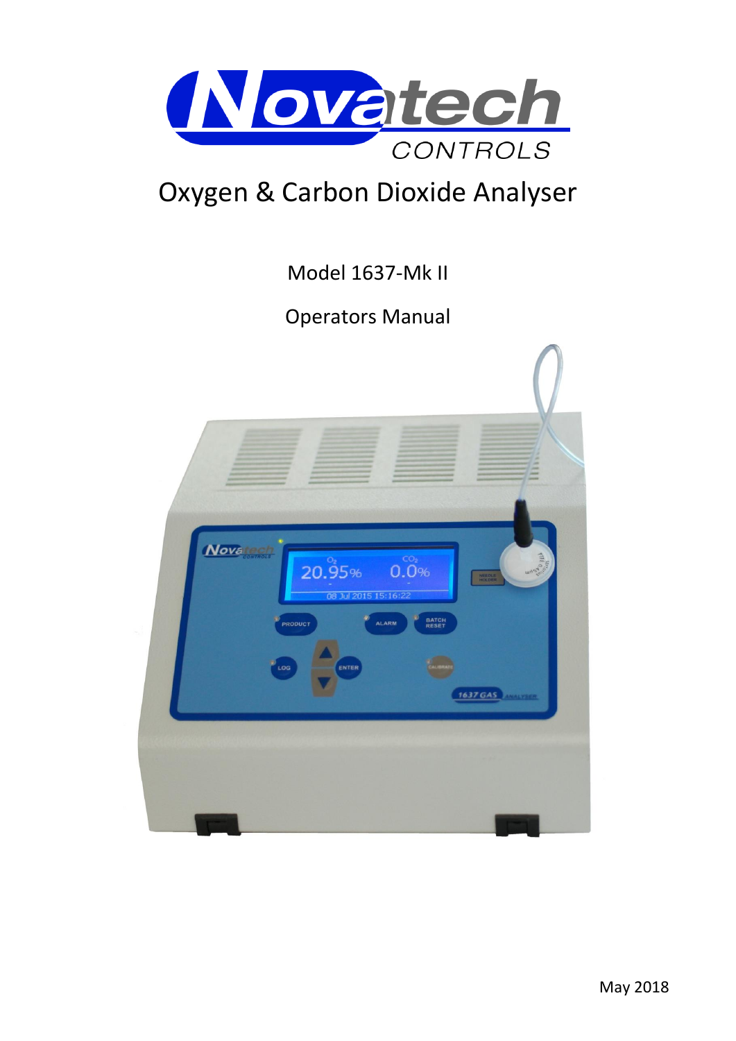# Oxygen & Carbon Dioxide Analyser

Model 1637-Mk II

Operators Manual

May 2018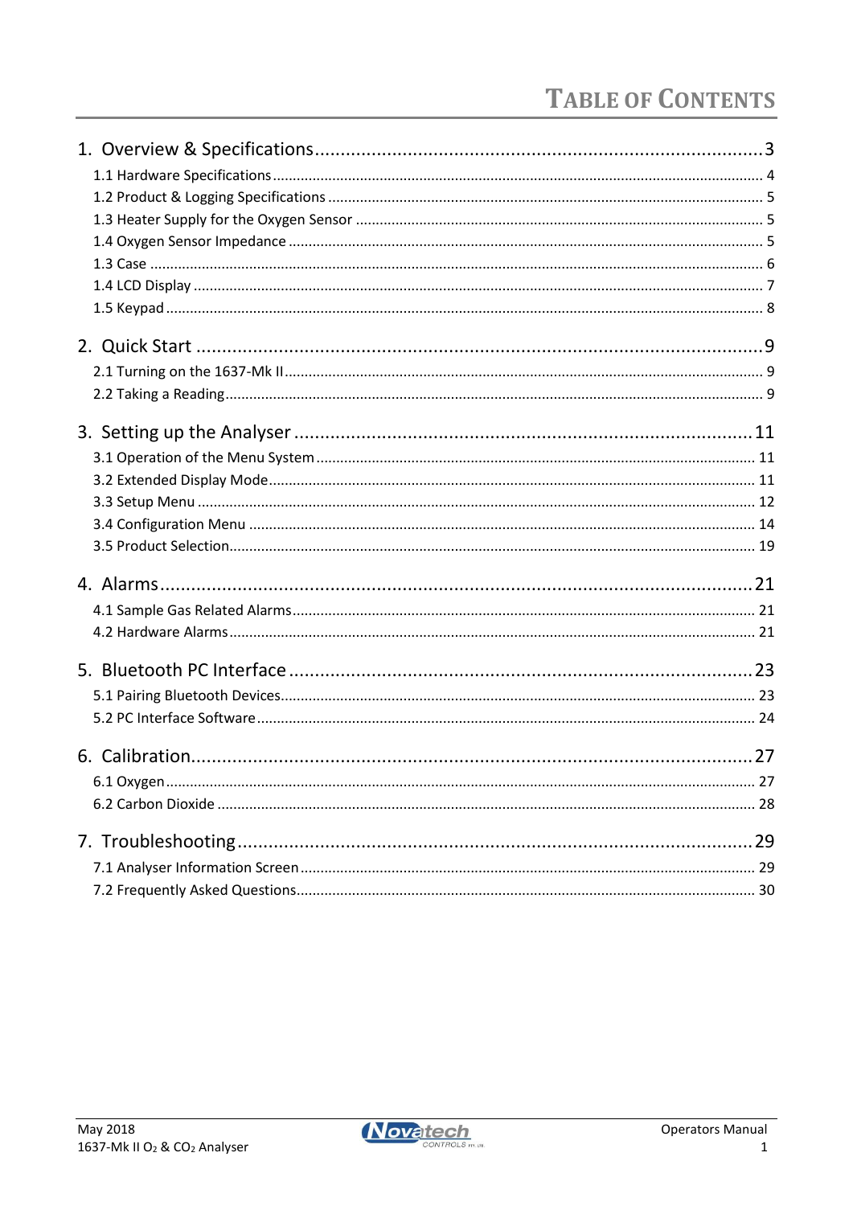# Table of Contents

1. Overview & Specifications........................................................................................3
   - 1.1 Hardware Specifications........................................................................................ 4
   - 1.2 Product & Logging Specifications ......................................................................... 5
   - 1.3 Heater Supply for the Oxygen Sensor ................................................................... 5
   - 1.4 Oxygen Sensor Impedance .................................................................................... 5
   - 1.3 Case ....................................................................................................................... 6
   - 1.4 LCD Display ........................................................................................................... 7
   - 1.5 Keypad ................................................................................................................... 8

2. Quick Start .................................................................................................................9
   - 2.1 Turning on the 1637-Mk II...................................................................................... 9
   - 2.2 Taking a Reading.................................................................................................... 9

3. Setting up the Analyser ..........................................................................................11
   - 3.1 Operation of the Menu System............................................................................ 11
   - 3.2 Extended Display Mode........................................................................................ 11
   - 3.3 Setup Menu .......................................................................................................... 12
   - 3.4 Configuration Menu ............................................................................................. 14
   - 3.5 Product Selection.................................................................................................. 19

4. Alarms.......................................................................................................................21
   - 4.1 Sample Gas Related Alarms.................................................................................. 21
   - 4.2 Hardware Alarms.................................................................................................. 21

5. Bluetooth PC Interface ...........................................................................................23
   - 5.1 Pairing Bluetooth Devices..................................................................................... 23
   - 5.2 PC Interface Software........................................................................................... 24

6. Calibration................................................................................................................27
   - 6.1 Oxygen.................................................................................................................. 27
   - 6.2 Carbon Dioxide ..................................................................................................... 28

7. Troubleshooting.......................................................................................................29
   - 7.1 Analyser Information Screen ............................................................................... 29
   - 7.2 Frequently Asked Questions................................................................................. 30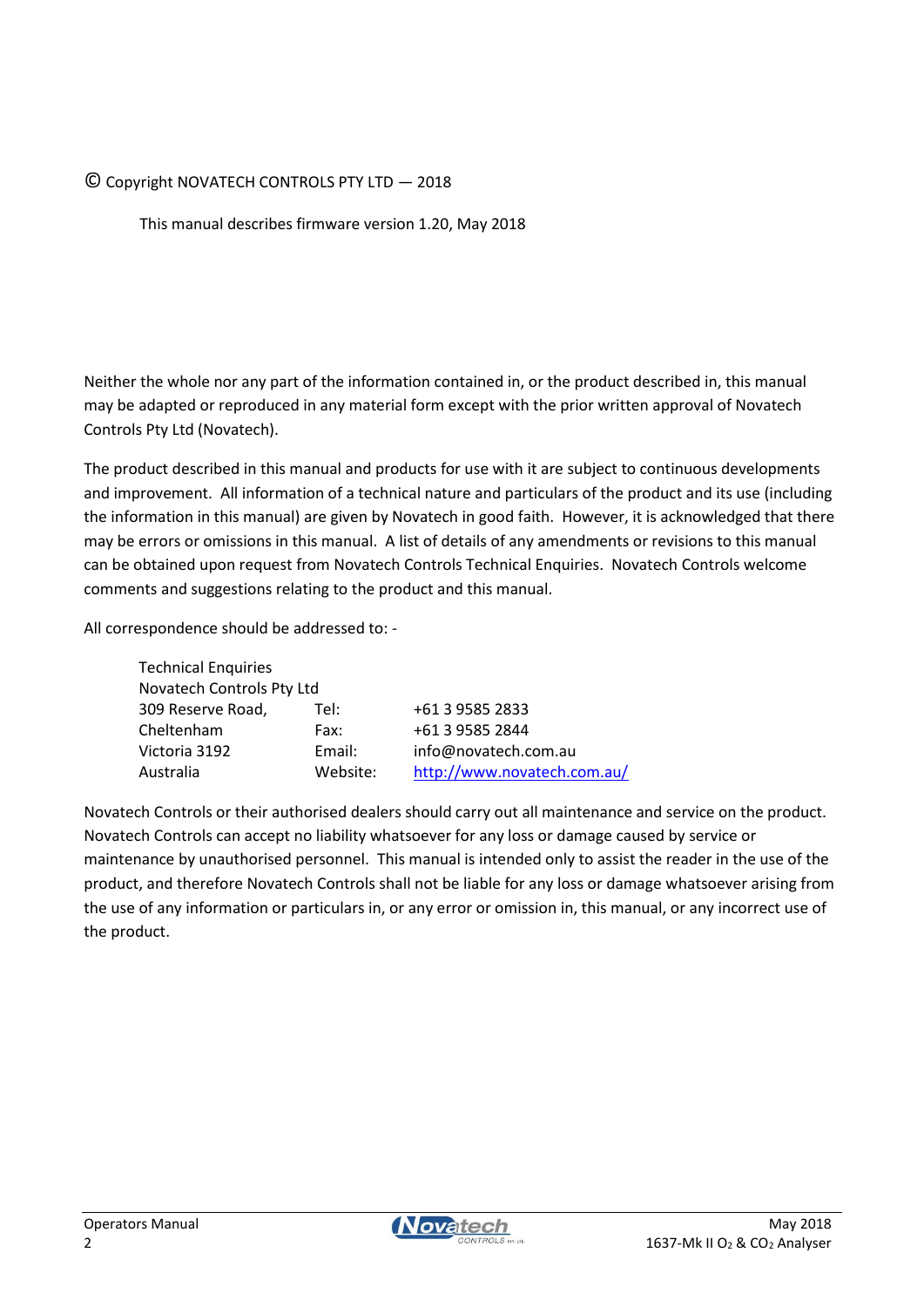© Copyright NOVATECH CONTROLS PTY LTD — 2018

This manual describes firmware version 1.20, May 2018

Neither the whole nor any part of the information contained in, or the product described in, this manual may be adapted or reproduced in any material form except with the prior written approval of Novatech Controls Pty Ltd (Novatech).

The product described in this manual and products for use with it are subject to continuous developments and improvement. All information of a technical nature and particulars of the product and its use (including the information in this manual) are given by Novatech in good faith. However, it is acknowledged that there may be errors or omissions in this manual. A list of details of any amendments or revisions to this manual can be obtained upon request from Novatech Controls Technical Enquiries. Novatech Controls welcome comments and suggestions relating to the product and this manual.

All correspondence should be addressed to: -

| | | |
|---|---|---|
| Technical Enquiries | | |
| Novatech Controls Pty Ltd | | |
| 309 Reserve Road, | Tel: | +61 3 9585 2833 |
| Cheltenham | Fax: | +61 3 9585 2844 |
| Victoria 3192 | Email: | info@novatech.com.au |
| Australia | Website: | http://www.novatech.com.au/ |

Novatech Controls or their authorised dealers should carry out all maintenance and service on the product. Novatech Controls can accept no liability whatsoever for any loss or damage caused by service or maintenance by unauthorised personnel. This manual is intended only to assist the reader in the use of the product, and therefore Novatech Controls shall not be liable for any loss or damage whatsoever arising from the use of any information or particulars in, or any error or omission in, this manual, or any incorrect use of the product.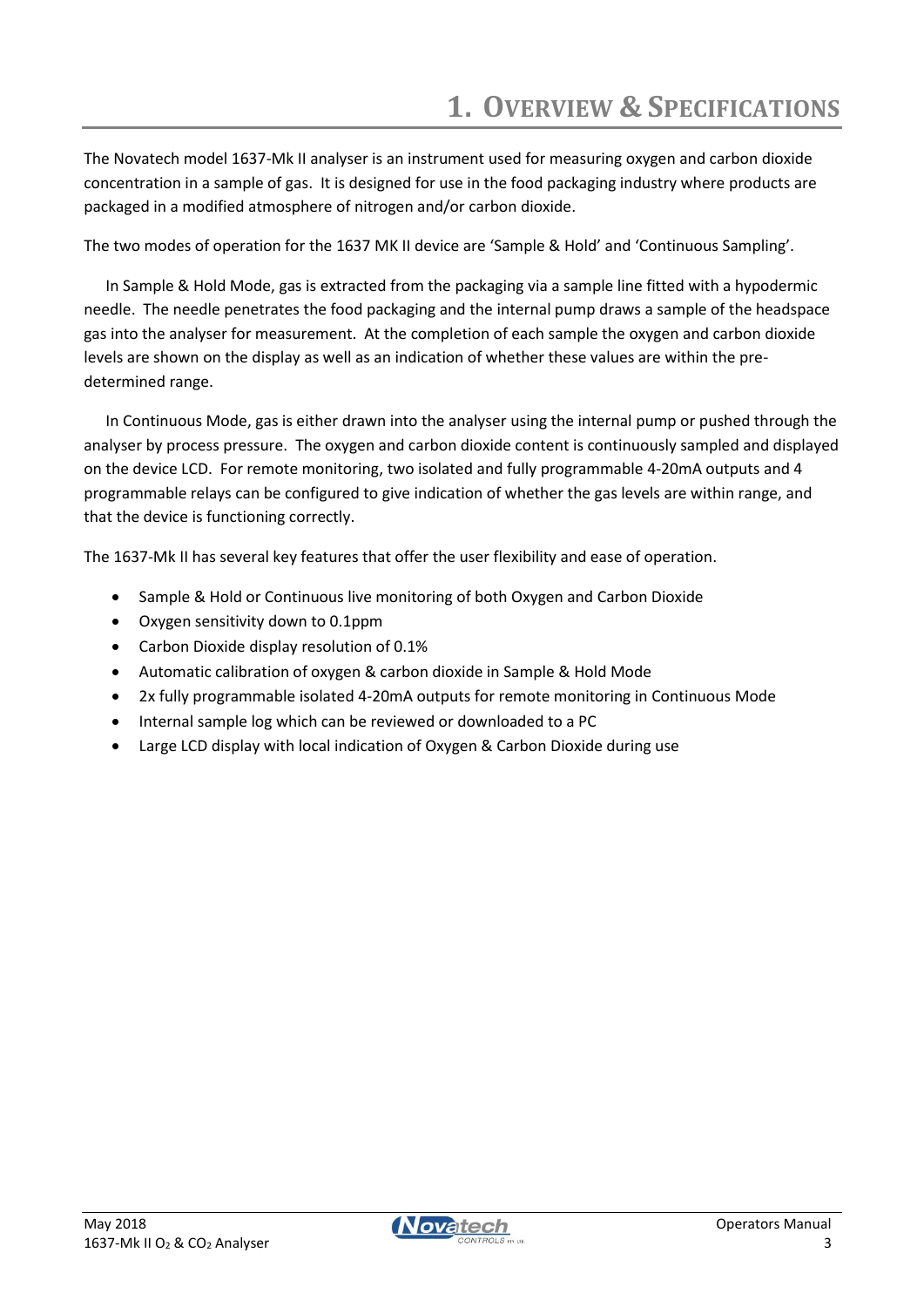# 1. Overview & Specifications

The Novatech model 1637-Mk II analyser is an instrument used for measuring oxygen and carbon dioxide concentration in a sample of gas. It is designed for use in the food packaging industry where products are packaged in a modified atmosphere of nitrogen and/or carbon dioxide.

The two modes of operation for the 1637 MK II device are 'Sample & Hold' and 'Continuous Sampling'.

In Sample & Hold Mode, gas is extracted from the packaging via a sample line fitted with a hypodermic needle. The needle penetrates the food packaging and the internal pump draws a sample of the headspace gas into the analyser for measurement. At the completion of each sample the oxygen and carbon dioxide levels are shown on the display as well as an indication of whether these values are within the pre-determined range.

In Continuous Mode, gas is either drawn into the analyser using the internal pump or pushed through the analyser by process pressure. The oxygen and carbon dioxide content is continuously sampled and displayed on the device LCD. For remote monitoring, two isolated and fully programmable 4-20mA outputs and 4 programmable relays can be configured to give indication of whether the gas levels are within range, and that the device is functioning correctly.

The 1637-Mk II has several key features that offer the user flexibility and ease of operation.

- Sample & Hold or Continuous live monitoring of both Oxygen and Carbon Dioxide
- Oxygen sensitivity down to 0.1ppm
- Carbon Dioxide display resolution of 0.1%
- Automatic calibration of oxygen & carbon dioxide in Sample & Hold Mode
- 2x fully programmable isolated 4-20mA outputs for remote monitoring in Continuous Mode
- Internal sample log which can be reviewed or downloaded to a PC
- Large LCD display with local indication of Oxygen & Carbon Dioxide during use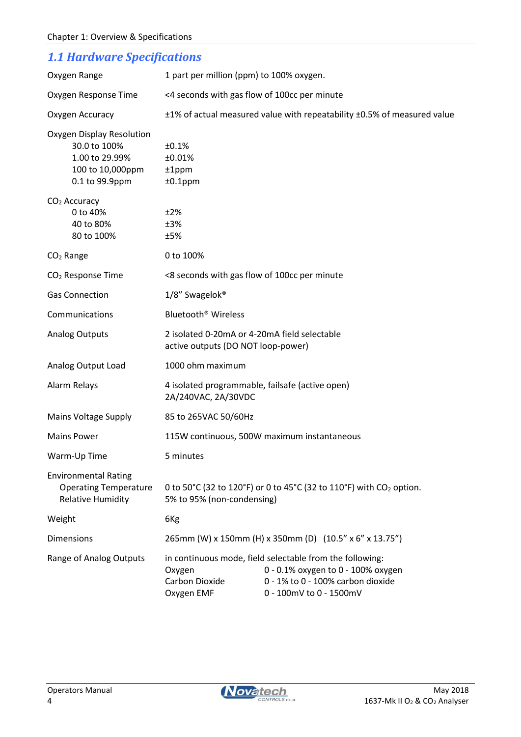## 1.1 Hardware Specifications

| | |
|---|---|
| Oxygen Range | 1 part per million (ppm) to 100% oxygen. |
| Oxygen Response Time | <4 seconds with gas flow of 100cc per minute |
| Oxygen Accuracy | ±1% of actual measured value with repeatability ±0.5% of measured value |
| Oxygen Display Resolution | |
| 30.0 to 100% | ±0.1% |
| 1.00 to 29.99% | ±0.01% |
| 100 to 10,000ppm | ±1ppm |
| 0.1 to 99.9ppm | ±0.1ppm |
| $CO_2$ Accuracy | |
| 0 to 40% | ±2% |
| 40 to 80% | ±3% |
| 80 to 100% | ±5% |
| $CO_2$ Range | 0 to 100% |
| $CO_2$ Response Time | <8 seconds with gas flow of 100cc per minute |
| Gas Connection | 1/8" Swagelok® |
| Communications | Bluetooth® Wireless |
| Analog Outputs | 2 isolated 0-20mA or 4-20mA field selectable active outputs (DO NOT loop-power) |
| Analog Output Load | 1000 ohm maximum |
| Alarm Relays | 4 isolated programmable, failsafe (active open) 2A/240VAC, 2A/30VDC |
| Mains Voltage Supply | 85 to 265VAC 50/60Hz |
| Mains Power | 115W continuous, 500W maximum instantaneous |
| Warm-Up Time | 5 minutes |
| Environmental Rating | |
| Operating Temperature | 0 to 50°C (32 to 120°F) or 0 to 45°C (32 to 110°F) with $CO_2$ option. |
| Relative Humidity | 5% to 95% (non-condensing) |
| Weight | 6Kg |
| Dimensions | 265mm (W) x 150mm (H) x 350mm (D) (10.5" x 6" x 13.75") |
| Range of Analog Outputs | in continuous mode, field selectable from the following: |
| | Oxygen: 0 - 0.1% oxygen to 0 - 100% oxygen |
| | Carbon Dioxide: 0 - 1% to 0 - 100% carbon dioxide |
| | Oxygen EMF: 0 - 100mV to 0 - 1500mV |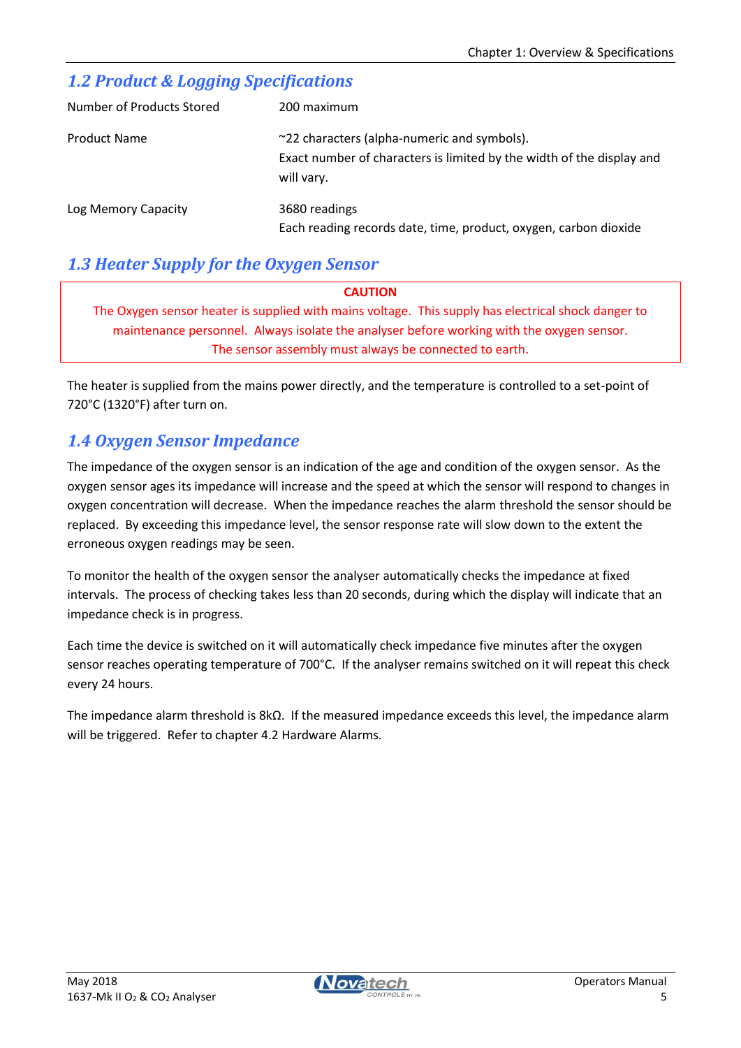## 1.2 Product & Logging Specifications

| | |
|---|---|
| Number of Products Stored | 200 maximum |
| Product Name | ~22 characters (alpha-numeric and symbols). Exact number of characters is limited by the width of the display and will vary. |
| Log Memory Capacity | 3680 readings. Each reading records date, time, product, oxygen, carbon dioxide |

## 1.3 Heater Supply for the Oxygen Sensor

**CAUTION**

The Oxygen sensor heater is supplied with mains voltage. This supply has electrical shock danger to maintenance personnel. Always isolate the analyser before working with the oxygen sensor. The sensor assembly must always be connected to earth.

The heater is supplied from the mains power directly, and the temperature is controlled to a set-point of 720°C (1320°F) after turn on.

## 1.4 Oxygen Sensor Impedance

The impedance of the oxygen sensor is an indication of the age and condition of the oxygen sensor. As the oxygen sensor ages its impedance will increase and the speed at which the sensor will respond to changes in oxygen concentration will decrease. When the impedance reaches the alarm threshold the sensor should be replaced. By exceeding this impedance level, the sensor response rate will slow down to the extent the erroneous oxygen readings may be seen.

To monitor the health of the oxygen sensor the analyser automatically checks the impedance at fixed intervals. The process of checking takes less than 20 seconds, during which the display will indicate that an impedance check is in progress.

Each time the device is switched on it will automatically check impedance five minutes after the oxygen sensor reaches operating temperature of 700°C. If the analyser remains switched on it will repeat this check every 24 hours.

The impedance alarm threshold is 8kΩ. If the measured impedance exceeds this level, the impedance alarm will be triggered. Refer to chapter 4.2 Hardware Alarms.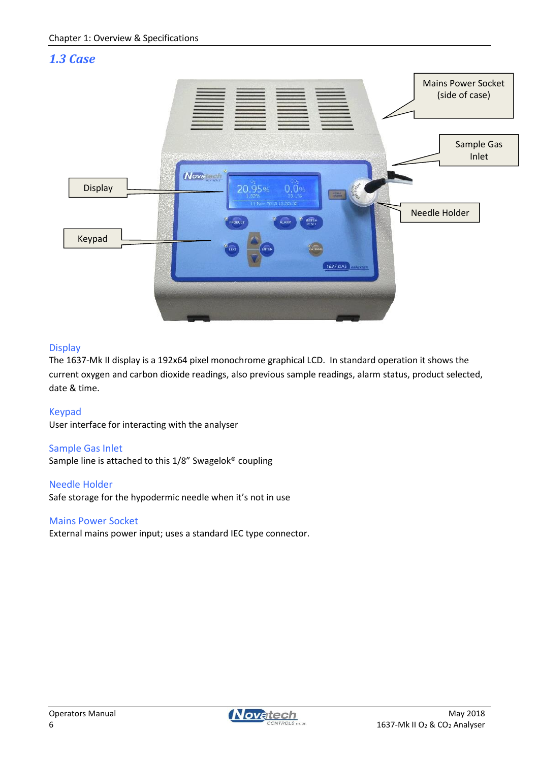## 1.3 Case

Mains Power Socket (side of case)

Sample Gas Inlet

Display

Needle Holder

Keypad

### Display

The 1637-Mk II display is a 192x64 pixel monochrome graphical LCD. In standard operation it shows the current oxygen and carbon dioxide readings, also previous sample readings, alarm status, product selected, date & time.

### Keypad

User interface for interacting with the analyser

### Sample Gas Inlet

Sample line is attached to this 1/8" Swagelok® coupling

### Needle Holder

Safe storage for the hypodermic needle when it's not in use

### Mains Power Socket

External mains power input; uses a standard IEC type connector.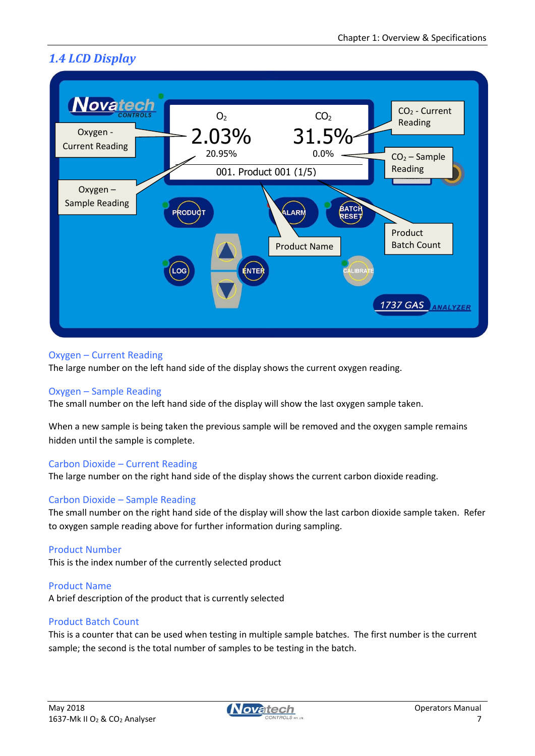## 1.4 LCD Display

Oxygen – Current Reading

The large number on the left hand side of the display shows the current oxygen reading.

Oxygen – Sample Reading

The small number on the left hand side of the display will show the last oxygen sample taken.

When a new sample is being taken the previous sample will be removed and the oxygen sample remains hidden until the sample is complete.

Carbon Dioxide – Current Reading

The large number on the right hand side of the display shows the current carbon dioxide reading.

Carbon Dioxide – Sample Reading

The small number on the right hand side of the display will show the last carbon dioxide sample taken. Refer to oxygen sample reading above for further information during sampling.

Product Number

This is the index number of the currently selected product

Product Name

A brief description of the product that is currently selected

Product Batch Count

This is a counter that can be used when testing in multiple sample batches. The first number is the current sample; the second is the total number of samples to be testing in the batch.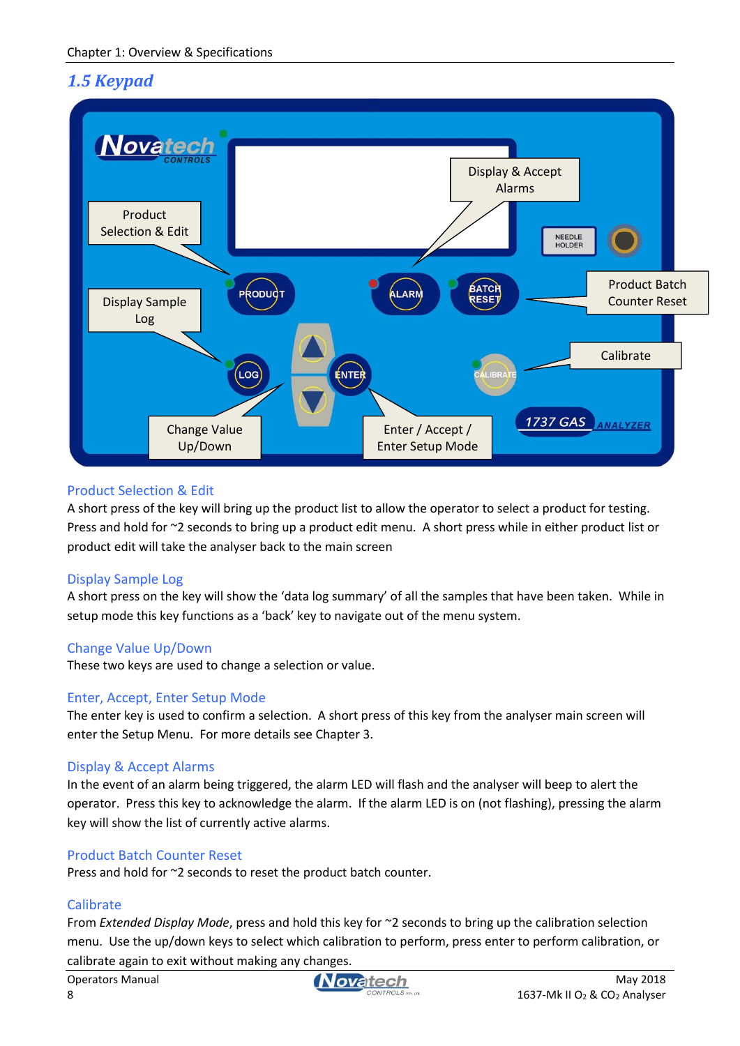## 1.5 Keypad

### Product Selection & Edit

A short press of the key will bring up the product list to allow the operator to select a product for testing. Press and hold for ~2 seconds to bring up a product edit menu. A short press while in either product list or product edit will take the analyser back to the main screen

### Display Sample Log

A short press on the key will show the 'data log summary' of all the samples that have been taken. While in setup mode this key functions as a 'back' key to navigate out of the menu system.

### Change Value Up/Down

These two keys are used to change a selection or value.

### Enter, Accept, Enter Setup Mode

The enter key is used to confirm a selection. A short press of this key from the analyser main screen will enter the Setup Menu. For more details see Chapter 3.

### Display & Accept Alarms

In the event of an alarm being triggered, the alarm LED will flash and the analyser will beep to alert the operator. Press this key to acknowledge the alarm. If the alarm LED is on (not flashing), pressing the alarm key will show the list of currently active alarms.

### Product Batch Counter Reset

Press and hold for ~2 seconds to reset the product batch counter.

### Calibrate

From *Extended Display Mode*, press and hold this key for ~2 seconds to bring up the calibration selection menu. Use the up/down keys to select which calibration to perform, press enter to perform calibration, or calibrate again to exit without making any changes.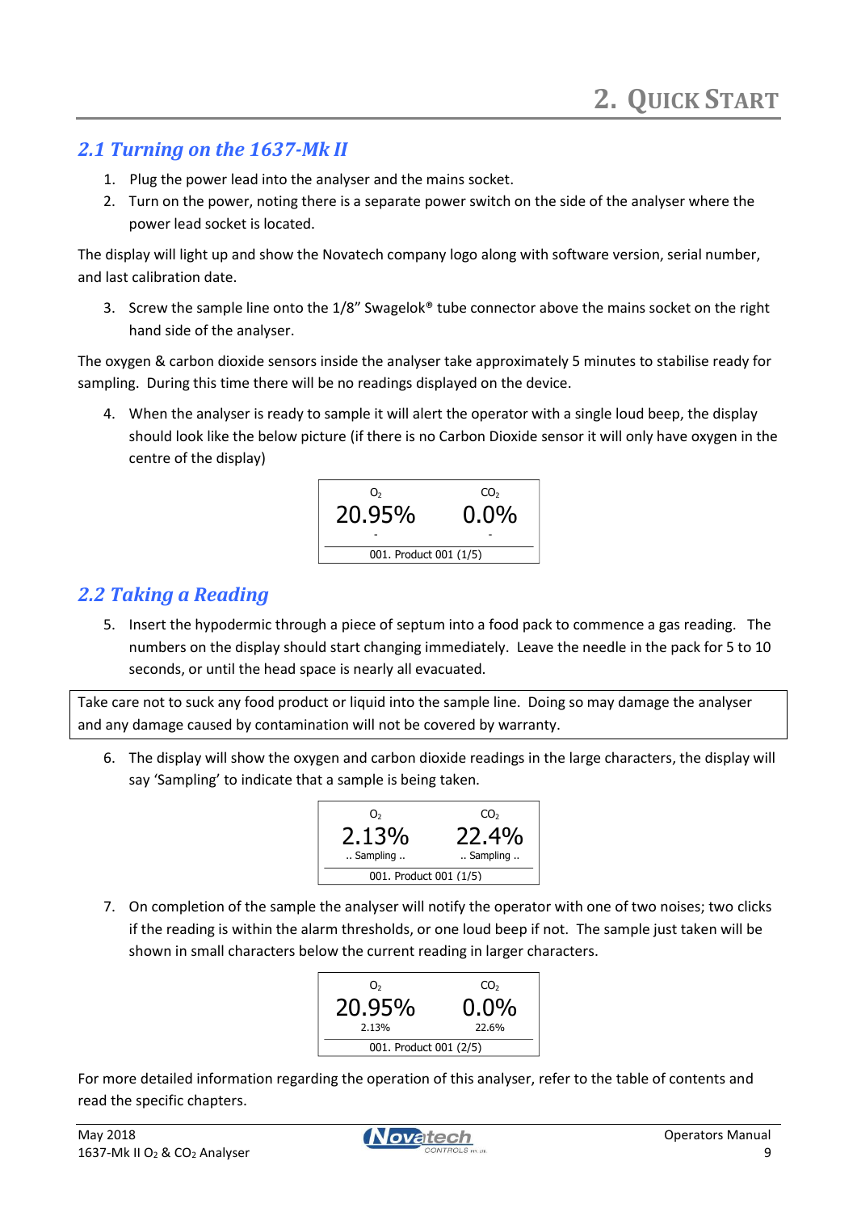# 2. Quick Start

## 2.1 Turning on the 1637-Mk II

1. Plug the power lead into the analyser and the mains socket.
2. Turn on the power, noting there is a separate power switch on the side of the analyser where the power lead socket is located.

The display will light up and show the Novatech company logo along with software version, serial number, and last calibration date.

3. Screw the sample line onto the 1/8" Swagelok® tube connector above the mains socket on the right hand side of the analyser.

The oxygen & carbon dioxide sensors inside the analyser take approximately 5 minutes to stabilise ready for sampling. During this time there will be no readings displayed on the device.

4. When the analyser is ready to sample it will alert the operator with a single loud beep, the display should look like the below picture (if there is no Carbon Dioxide sensor it will only have oxygen in the centre of the display)

| $O_2$ | $CO_2$ |
|---|---|
| 20.95% | 0.0% |
| - | - |
| 001. Product 001 (1/5) | |

## 2.2 Taking a Reading

5. Insert the hypodermic through a piece of septum into a food pack to commence a gas reading. The numbers on the display should start changing immediately. Leave the needle in the pack for 5 to 10 seconds, or until the head space is nearly all evacuated.

> Take care not to suck any food product or liquid into the sample line. Doing so may damage the analyser and any damage caused by contamination will not be covered by warranty.

6. The display will show the oxygen and carbon dioxide readings in the large characters, the display will say 'Sampling' to indicate that a sample is being taken.

| $O_2$ | $CO_2$ |
|---|---|
| 2.13% | 22.4% |
| .. Sampling .. | .. Sampling .. |
| 001. Product 001 (1/5) | |

7. On completion of the sample the analyser will notify the operator with one of two noises; two clicks if the reading is within the alarm thresholds, or one loud beep if not. The sample just taken will be shown in small characters below the current reading in larger characters.

| $O_2$ | $CO_2$ |
|---|---|
| 20.95% | 0.0% |
| 2.13% | 22.6% |
| 001. Product 001 (2/5) | |

For more detailed information regarding the operation of this analyser, refer to the table of contents and read the specific chapters.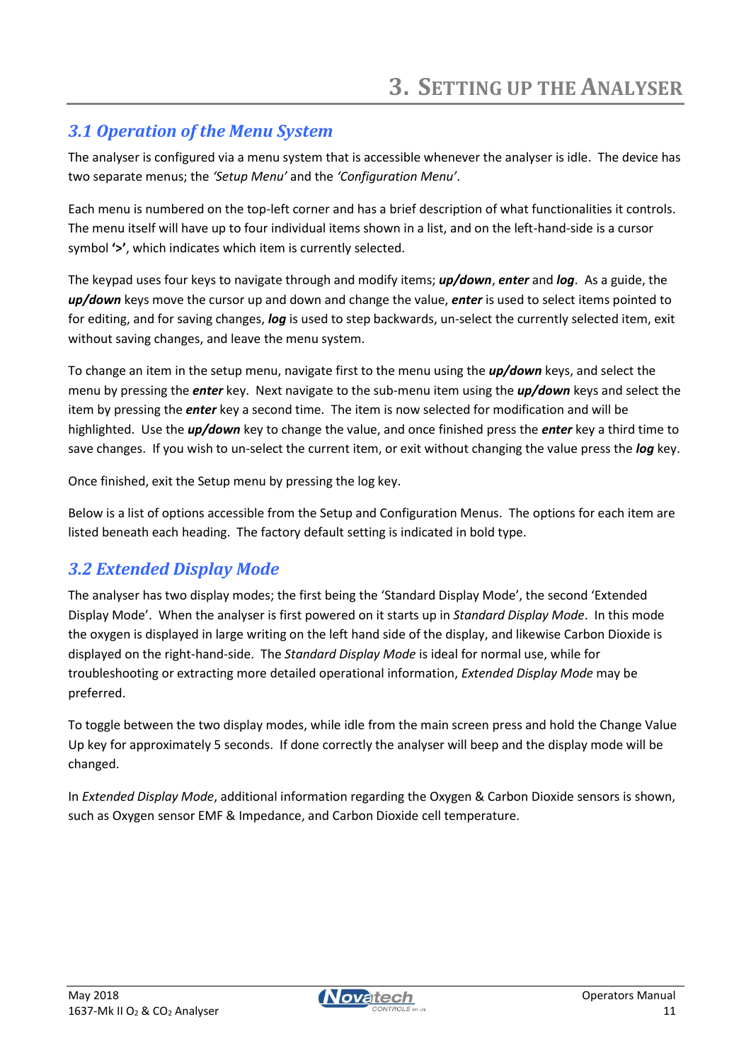# 3. Setting up the Analyser

## 3.1 Operation of the Menu System

The analyser is configured via a menu system that is accessible whenever the analyser is idle. The device has two separate menus; the *'Setup Menu'* and the *'Configuration Menu'*.

Each menu is numbered on the top-left corner and has a brief description of what functionalities it controls. The menu itself will have up to four individual items shown in a list, and on the left-hand-side is a cursor symbol **'>'**, which indicates which item is currently selected.

The keypad uses four keys to navigate through and modify items; ***up/down***, ***enter*** and ***log***. As a guide, the ***up/down*** keys move the cursor up and down and change the value, ***enter*** is used to select items pointed to for editing, and for saving changes, ***log*** is used to step backwards, un-select the currently selected item, exit without saving changes, and leave the menu system.

To change an item in the setup menu, navigate first to the menu using the ***up/down*** keys, and select the menu by pressing the ***enter*** key. Next navigate to the sub-menu item using the ***up/down*** keys and select the item by pressing the ***enter*** key a second time. The item is now selected for modification and will be highlighted. Use the ***up/down*** key to change the value, and once finished press the ***enter*** key a third time to save changes. If you wish to un-select the current item, or exit without changing the value press the ***log*** key.

Once finished, exit the Setup menu by pressing the log key.

Below is a list of options accessible from the Setup and Configuration Menus. The options for each item are listed beneath each heading. The factory default setting is indicated in bold type.

## 3.2 Extended Display Mode

The analyser has two display modes; the first being the 'Standard Display Mode', the second 'Extended Display Mode'. When the analyser is first powered on it starts up in *Standard Display Mode*. In this mode the oxygen is displayed in large writing on the left hand side of the display, and likewise Carbon Dioxide is displayed on the right-hand-side. The *Standard Display Mode* is ideal for normal use, while for troubleshooting or extracting more detailed operational information, *Extended Display Mode* may be preferred.

To toggle between the two display modes, while idle from the main screen press and hold the Change Value Up key for approximately 5 seconds. If done correctly the analyser will beep and the display mode will be changed.

In *Extended Display Mode*, additional information regarding the Oxygen & Carbon Dioxide sensors is shown, such as Oxygen sensor EMF & Impedance, and Carbon Dioxide cell temperature.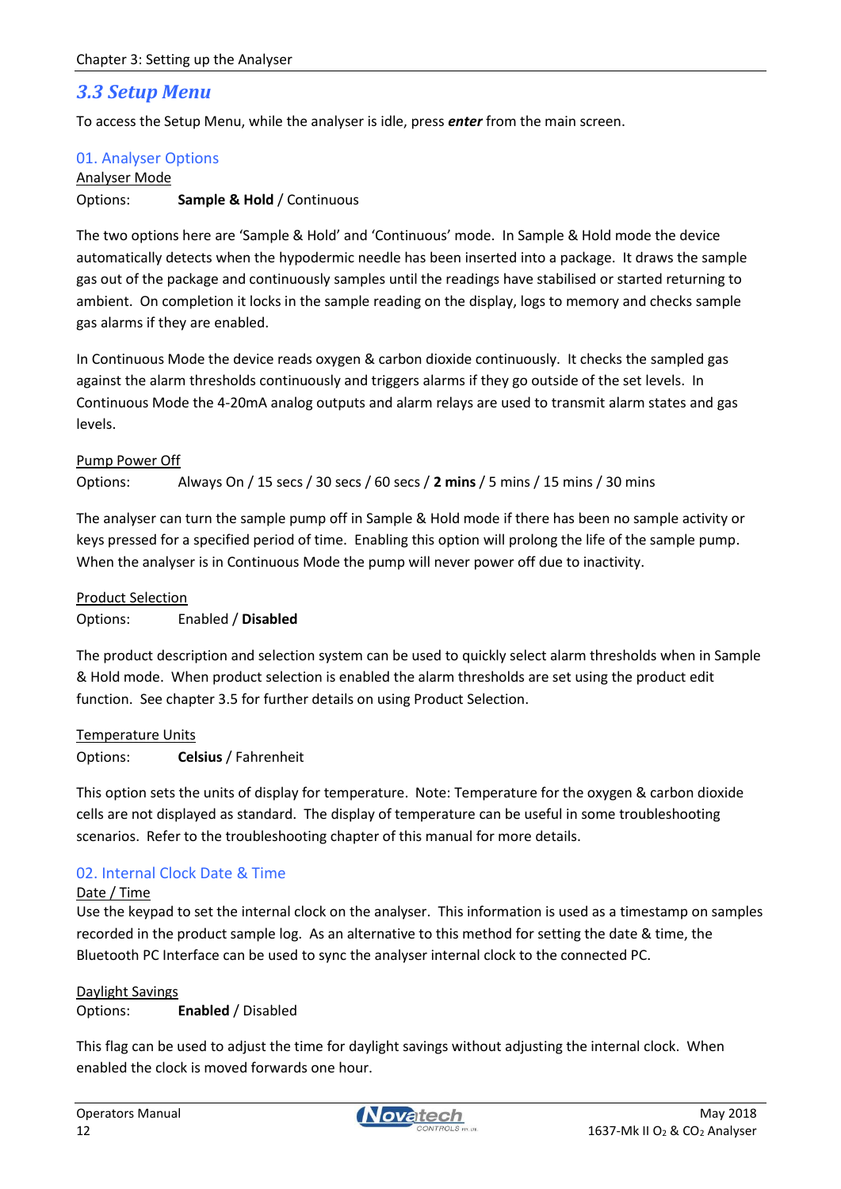## 3.3 Setup Menu

To access the Setup Menu, while the analyser is idle, press ***enter*** from the main screen.

### 01. Analyser Options

Analyser Mode

Options: **Sample & Hold** / Continuous

The two options here are 'Sample & Hold' and 'Continuous' mode. In Sample & Hold mode the device automatically detects when the hypodermic needle has been inserted into a package. It draws the sample gas out of the package and continuously samples until the readings have stabilised or started returning to ambient. On completion it locks in the sample reading on the display, logs to memory and checks sample gas alarms if they are enabled.

In Continuous Mode the device reads oxygen & carbon dioxide continuously. It checks the sampled gas against the alarm thresholds continuously and triggers alarms if they go outside of the set levels. In Continuous Mode the 4-20mA analog outputs and alarm relays are used to transmit alarm states and gas levels.

Pump Power Off

Options: Always On / 15 secs / 30 secs / 60 secs / **2 mins** / 5 mins / 15 mins / 30 mins

The analyser can turn the sample pump off in Sample & Hold mode if there has been no sample activity or keys pressed for a specified period of time. Enabling this option will prolong the life of the sample pump. When the analyser is in Continuous Mode the pump will never power off due to inactivity.

Product Selection

Options: Enabled / **Disabled**

The product description and selection system can be used to quickly select alarm thresholds when in Sample & Hold mode. When product selection is enabled the alarm thresholds are set using the product edit function. See chapter 3.5 for further details on using Product Selection.

Temperature Units

Options: **Celsius** / Fahrenheit

This option sets the units of display for temperature. Note: Temperature for the oxygen & carbon dioxide cells are not displayed as standard. The display of temperature can be useful in some troubleshooting scenarios. Refer to the troubleshooting chapter of this manual for more details.

### 02. Internal Clock Date & Time

Date / Time

Use the keypad to set the internal clock on the analyser. This information is used as a timestamp on samples recorded in the product sample log. As an alternative to this method for setting the date & time, the Bluetooth PC Interface can be used to sync the analyser internal clock to the connected PC.

Daylight Savings

Options: **Enabled** / Disabled

This flag can be used to adjust the time for daylight savings without adjusting the internal clock. When enabled the clock is moved forwards one hour.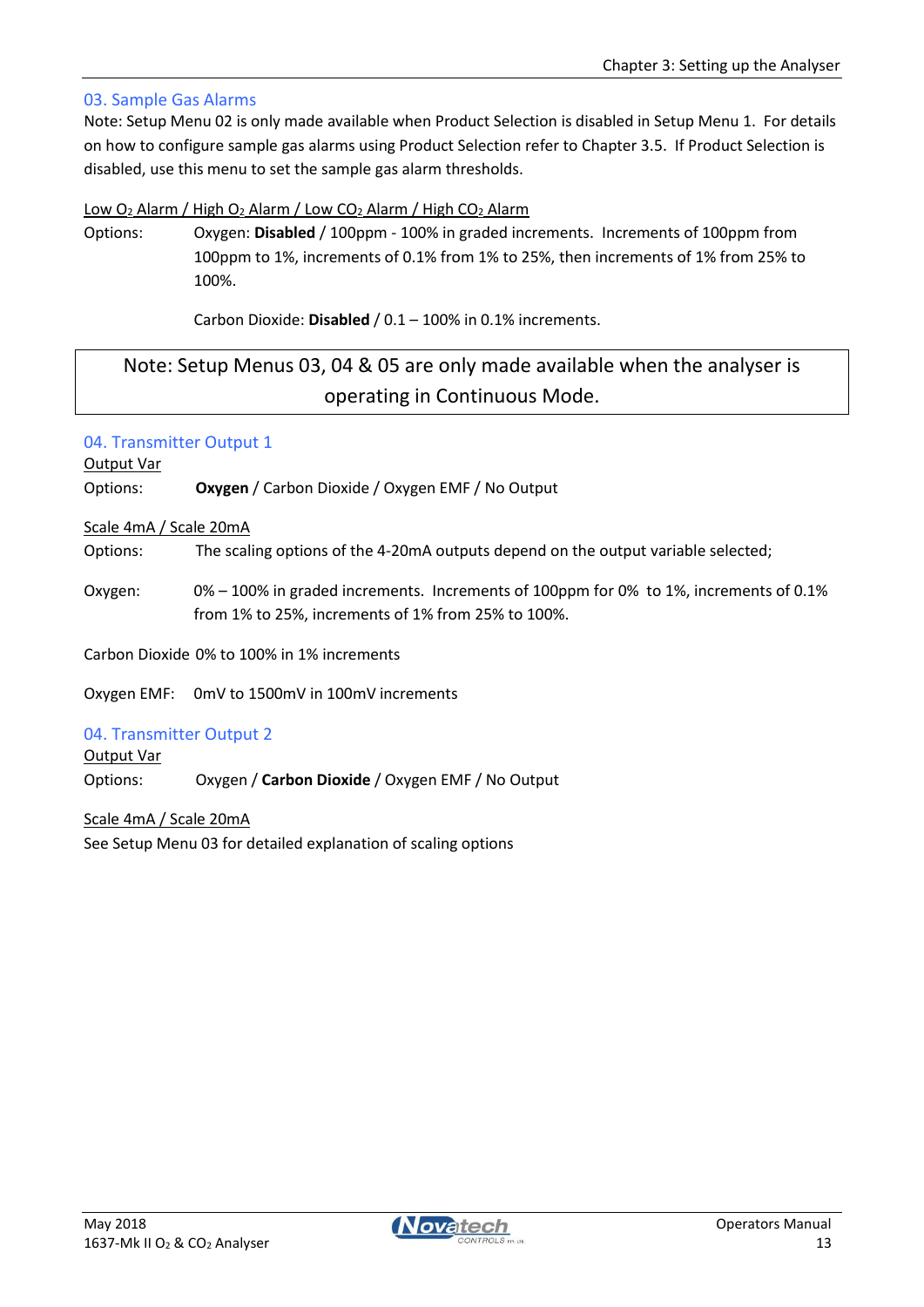### 03. Sample Gas Alarms

Note: Setup Menu 02 is only made available when Product Selection is disabled in Setup Menu 1. For details on how to configure sample gas alarms using Product Selection refer to Chapter 3.5. If Product Selection is disabled, use this menu to set the sample gas alarm thresholds.

Low $O_2$ Alarm / High $O_2$ Alarm / Low $CO_2$ Alarm / High $CO_2$ Alarm

Options: Oxygen: **Disabled** / 100ppm - 100% in graded increments. Increments of 100ppm from 100ppm to 1%, increments of 0.1% from 1% to 25%, then increments of 1% from 25% to 100%.

Carbon Dioxide: **Disabled** / 0.1 – 100% in 0.1% increments.

> Note: Setup Menus 03, 04 & 05 are only made available when the analyser is operating in Continuous Mode.

### 04. Transmitter Output 1

Output Var

Options: **Oxygen** / Carbon Dioxide / Oxygen EMF / No Output

Scale 4mA / Scale 20mA

Options: The scaling options of the 4-20mA outputs depend on the output variable selected;

Oxygen: 0% – 100% in graded increments. Increments of 100ppm for 0% to 1%, increments of 0.1% from 1% to 25%, increments of 1% from 25% to 100%.

Carbon Dioxide 0% to 100% in 1% increments

Oxygen EMF: 0mV to 1500mV in 100mV increments

### 04. Transmitter Output 2

Output Var

Options: Oxygen / **Carbon Dioxide** / Oxygen EMF / No Output

Scale 4mA / Scale 20mA

See Setup Menu 03 for detailed explanation of scaling options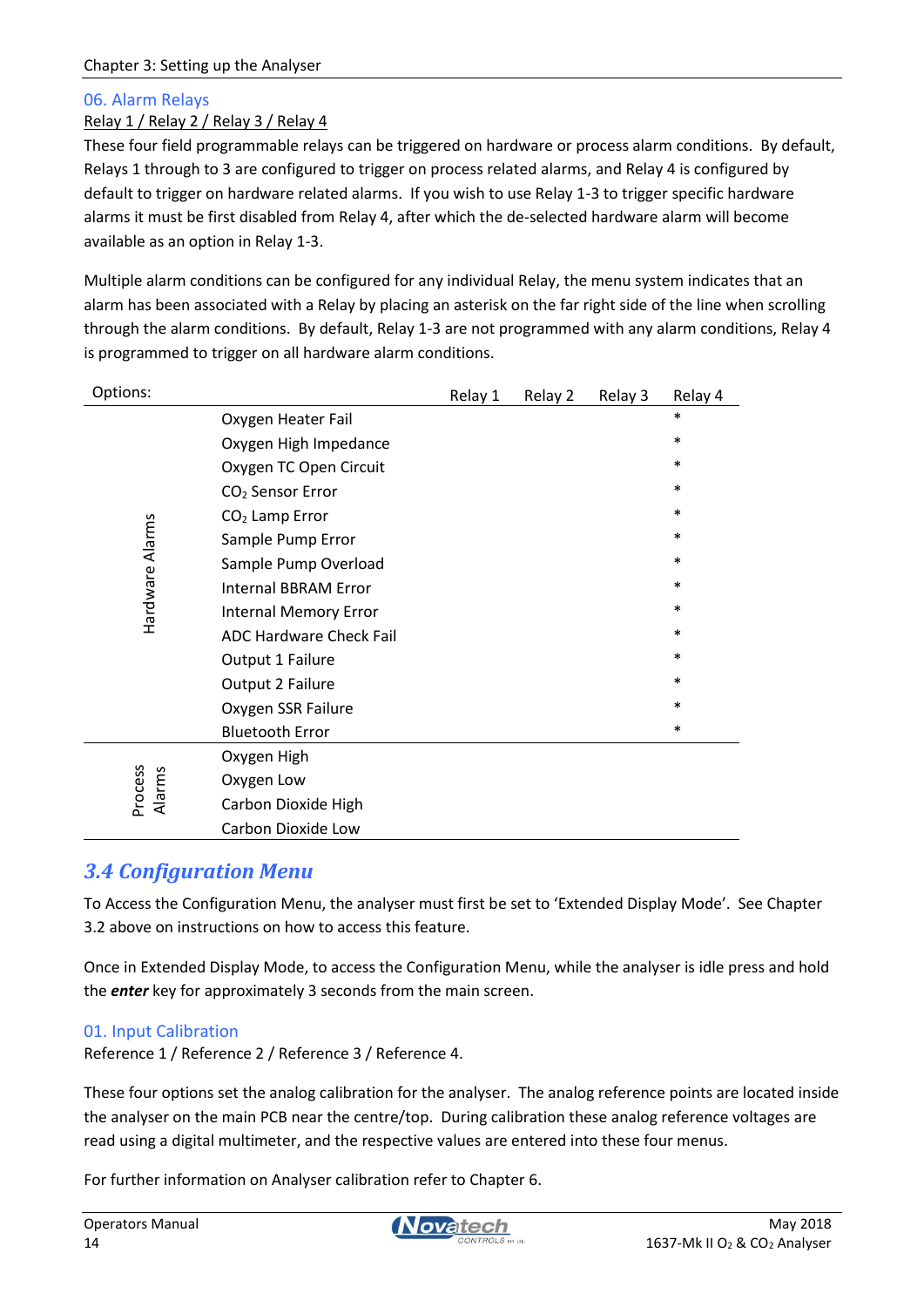### 06. Alarm Relays

Relay 1 / Relay 2 / Relay 3 / Relay 4

These four field programmable relays can be triggered on hardware or process alarm conditions. By default, Relays 1 through to 3 are configured to trigger on process related alarms, and Relay 4 is configured by default to trigger on hardware related alarms. If you wish to use Relay 1-3 to trigger specific hardware alarms it must be first disabled from Relay 4, after which the de-selected hardware alarm will become available as an option in Relay 1-3.

Multiple alarm conditions can be configured for any individual Relay, the menu system indicates that an alarm has been associated with a Relay by placing an asterisk on the far right side of the line when scrolling through the alarm conditions. By default, Relay 1-3 are not programmed with any alarm conditions, Relay 4 is programmed to trigger on all hardware alarm conditions.

| Options: | | Relay 1 | Relay 2 | Relay 3 | Relay 4 |
|---|---|---|---|---|---|
| Hardware Alarms | Oxygen Heater Fail | | | | * |
| | Oxygen High Impedance | | | | * |
| | Oxygen TC Open Circuit | | | | * |
| | $CO_2$ Sensor Error | | | | * |
| | $CO_2$ Lamp Error | | | | * |
| | Sample Pump Error | | | | * |
| | Sample Pump Overload | | | | * |
| | Internal BBRAM Error | | | | * |
| | Internal Memory Error | | | | * |
| | ADC Hardware Check Fail | | | | * |
| | Output 1 Failure | | | | * |
| | Output 2 Failure | | | | * |
| | Oxygen SSR Failure | | | | * |
| | Bluetooth Error | | | | * |
| Process Alarms | Oxygen High | | | | |
| | Oxygen Low | | | | |
| | Carbon Dioxide High | | | | |
| | Carbon Dioxide Low | | | | |

## *3.4 Configuration Menu*

To Access the Configuration Menu, the analyser must first be set to 'Extended Display Mode'. See Chapter 3.2 above on instructions on how to access this feature.

Once in Extended Display Mode, to access the Configuration Menu, while the analyser is idle press and hold the ***enter*** key for approximately 3 seconds from the main screen.

### 01. Input Calibration

Reference 1 / Reference 2 / Reference 3 / Reference 4.

These four options set the analog calibration for the analyser. The analog reference points are located inside the analyser on the main PCB near the centre/top. During calibration these analog reference voltages are read using a digital multimeter, and the respective values are entered into these four menus.

For further information on Analyser calibration refer to Chapter 6.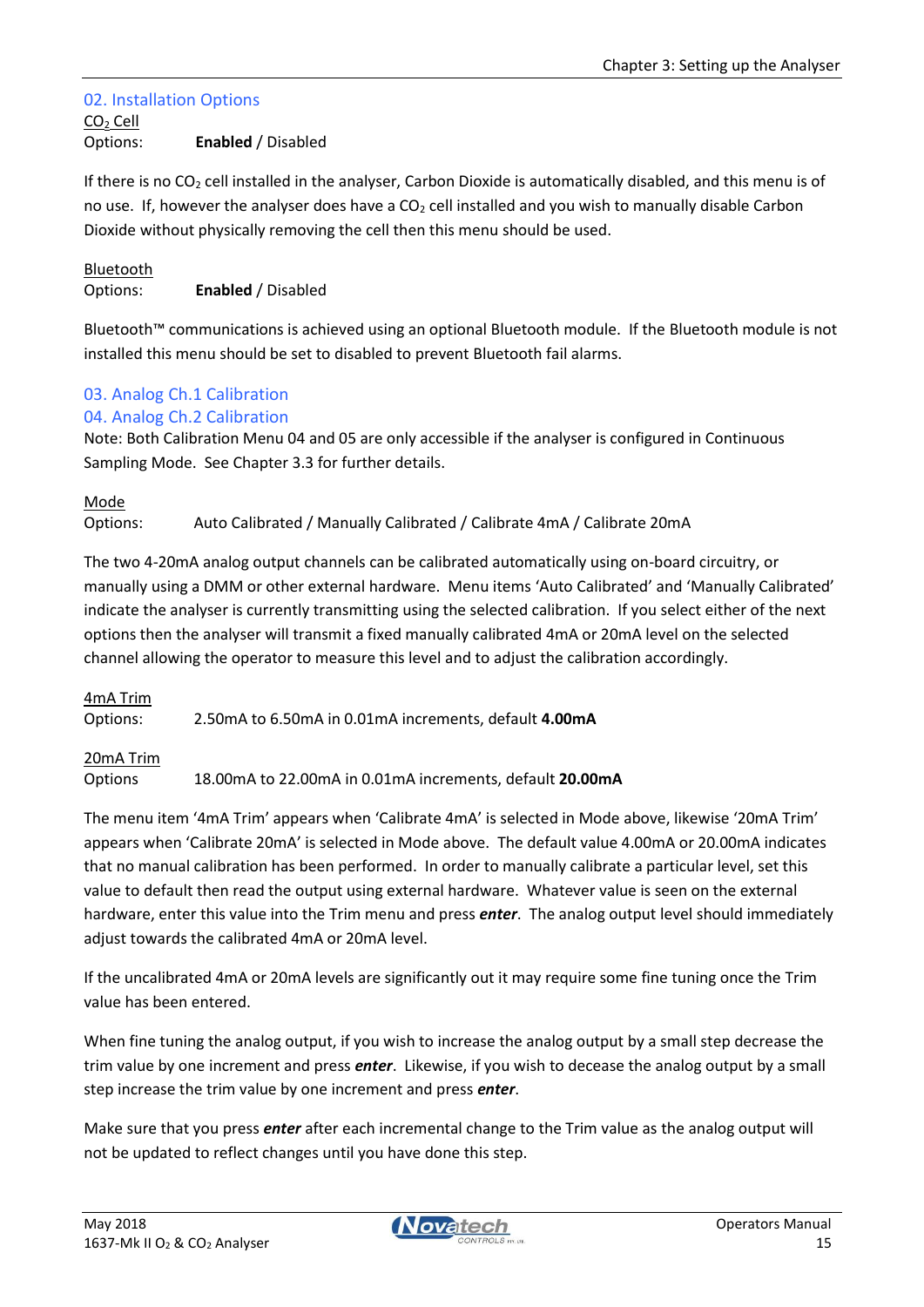## 02. Installation Options

CO$_2$ Cell

Options: **Enabled** / Disabled

If there is no CO$_2$ cell installed in the analyser, Carbon Dioxide is automatically disabled, and this menu is of no use. If, however the analyser does have a CO$_2$ cell installed and you wish to manually disable Carbon Dioxide without physically removing the cell then this menu should be used.

Bluetooth

Options: **Enabled** / Disabled

Bluetooth™ communications is achieved using an optional Bluetooth module. If the Bluetooth module is not installed this menu should be set to disabled to prevent Bluetooth fail alarms.

## 03. Analog Ch.1 Calibration

## 04. Analog Ch.2 Calibration

Note: Both Calibration Menu 04 and 05 are only accessible if the analyser is configured in Continuous Sampling Mode. See Chapter 3.3 for further details.

Mode

Options: Auto Calibrated / Manually Calibrated / Calibrate 4mA / Calibrate 20mA

The two 4-20mA analog output channels can be calibrated automatically using on-board circuitry, or manually using a DMM or other external hardware. Menu items 'Auto Calibrated' and 'Manually Calibrated' indicate the analyser is currently transmitting using the selected calibration. If you select either of the next options then the analyser will transmit a fixed manually calibrated 4mA or 20mA level on the selected channel allowing the operator to measure this level and to adjust the calibration accordingly.

4mA Trim

Options: 2.50mA to 6.50mA in 0.01mA increments, default **4.00mA**

20mA Trim

Options 18.00mA to 22.00mA in 0.01mA increments, default **20.00mA**

The menu item '4mA Trim' appears when 'Calibrate 4mA' is selected in Mode above, likewise '20mA Trim' appears when 'Calibrate 20mA' is selected in Mode above. The default value 4.00mA or 20.00mA indicates that no manual calibration has been performed. In order to manually calibrate a particular level, set this value to default then read the output using external hardware. Whatever value is seen on the external hardware, enter this value into the Trim menu and press ***enter***. The analog output level should immediately adjust towards the calibrated 4mA or 20mA level.

If the uncalibrated 4mA or 20mA levels are significantly out it may require some fine tuning once the Trim value has been entered.

When fine tuning the analog output, if you wish to increase the analog output by a small step decrease the trim value by one increment and press ***enter***. Likewise, if you wish to decease the analog output by a small step increase the trim value by one increment and press ***enter***.

Make sure that you press ***enter*** after each incremental change to the Trim value as the analog output will not be updated to reflect changes until you have done this step.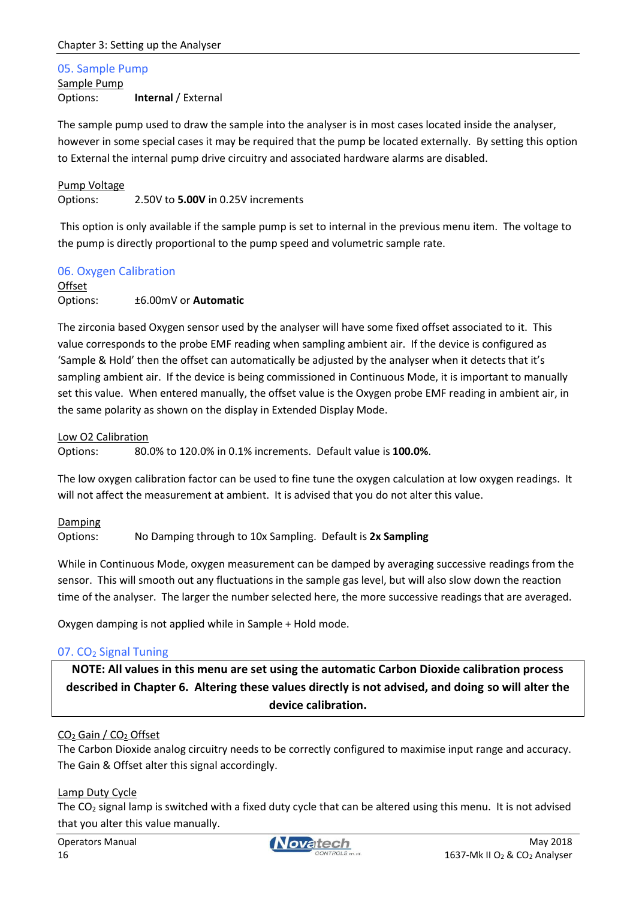## 05. Sample Pump

Sample Pump

Options: **Internal** / External

The sample pump used to draw the sample into the analyser is in most cases located inside the analyser, however in some special cases it may be required that the pump be located externally. By setting this option to External the internal pump drive circuitry and associated hardware alarms are disabled.

Pump Voltage

Options: 2.50V to **5.00V** in 0.25V increments

This option is only available if the sample pump is set to internal in the previous menu item. The voltage to the pump is directly proportional to the pump speed and volumetric sample rate.

## 06. Oxygen Calibration

Offset

Options: ±6.00mV or **Automatic**

The zirconia based Oxygen sensor used by the analyser will have some fixed offset associated to it. This value corresponds to the probe EMF reading when sampling ambient air. If the device is configured as 'Sample & Hold' then the offset can automatically be adjusted by the analyser when it detects that it's sampling ambient air. If the device is being commissioned in Continuous Mode, it is important to manually set this value. When entered manually, the offset value is the Oxygen probe EMF reading in ambient air, in the same polarity as shown on the display in Extended Display Mode.

Low O2 Calibration

Options: 80.0% to 120.0% in 0.1% increments. Default value is **100.0%**.

The low oxygen calibration factor can be used to fine tune the oxygen calculation at low oxygen readings. It will not affect the measurement at ambient. It is advised that you do not alter this value.

Damping

Options: No Damping through to 10x Sampling. Default is **2x Sampling**

While in Continuous Mode, oxygen measurement can be damped by averaging successive readings from the sensor. This will smooth out any fluctuations in the sample gas level, but will also slow down the reaction time of the analyser. The larger the number selected here, the more successive readings that are averaged.

Oxygen damping is not applied while in Sample + Hold mode.

## 07. $CO_2$ Signal Tuning

**NOTE: All values in this menu are set using the automatic Carbon Dioxide calibration process described in Chapter 6. Altering these values directly is not advised, and doing so will alter the device calibration.**

$CO_2$ Gain / $CO_2$ Offset

The Carbon Dioxide analog circuitry needs to be correctly configured to maximise input range and accuracy. The Gain & Offset alter this signal accordingly.

Lamp Duty Cycle

The $CO_2$ signal lamp is switched with a fixed duty cycle that can be altered using this menu. It is not advised that you alter this value manually.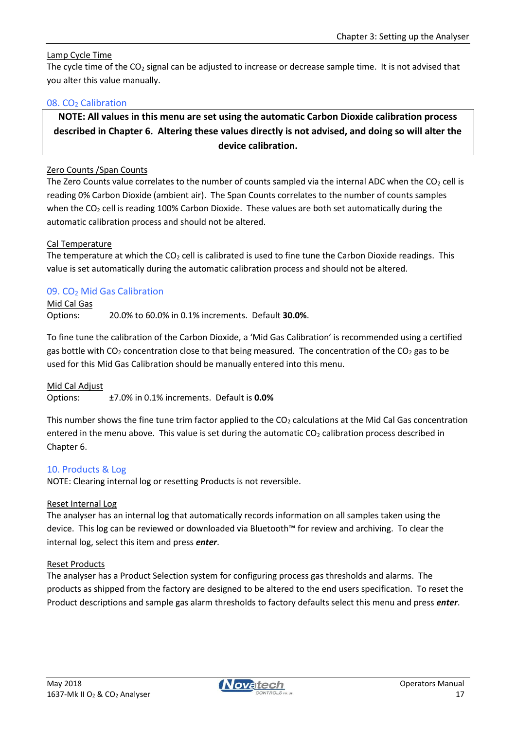Lamp Cycle Time

The cycle time of the $CO_2$ signal can be adjusted to increase or decrease sample time. It is not advised that you alter this value manually.

## 08. $CO_2$ Calibration

**NOTE: All values in this menu are set using the automatic Carbon Dioxide calibration process described in Chapter 6. Altering these values directly is not advised, and doing so will alter the device calibration.**

Zero Counts /Span Counts

The Zero Counts value correlates to the number of counts sampled via the internal ADC when the $CO_2$ cell is reading 0% Carbon Dioxide (ambient air). The Span Counts correlates to the number of counts samples when the $CO_2$ cell is reading 100% Carbon Dioxide. These values are both set automatically during the automatic calibration process and should not be altered.

Cal Temperature

The temperature at which the $CO_2$ cell is calibrated is used to fine tune the Carbon Dioxide readings. This value is set automatically during the automatic calibration process and should not be altered.

## 09. $CO_2$ Mid Gas Calibration

Mid Cal Gas

Options: 20.0% to 60.0% in 0.1% increments. Default **30.0%**.

To fine tune the calibration of the Carbon Dioxide, a 'Mid Gas Calibration' is recommended using a certified gas bottle with $CO_2$ concentration close to that being measured. The concentration of the $CO_2$ gas to be used for this Mid Gas Calibration should be manually entered into this menu.

Mid Cal Adjust

Options: ±7.0% in 0.1% increments. Default is **0.0%**

This number shows the fine tune trim factor applied to the $CO_2$ calculations at the Mid Cal Gas concentration entered in the menu above. This value is set during the automatic $CO_2$ calibration process described in Chapter 6.

## 10. Products & Log

NOTE: Clearing internal log or resetting Products is not reversible.

Reset Internal Log

The analyser has an internal log that automatically records information on all samples taken using the device. This log can be reviewed or downloaded via Bluetooth™ for review and archiving. To clear the internal log, select this item and press ***enter***.

Reset Products

The analyser has a Product Selection system for configuring process gas thresholds and alarms. The products as shipped from the factory are designed to be altered to the end users specification. To reset the Product descriptions and sample gas alarm thresholds to factory defaults select this menu and press ***enter***.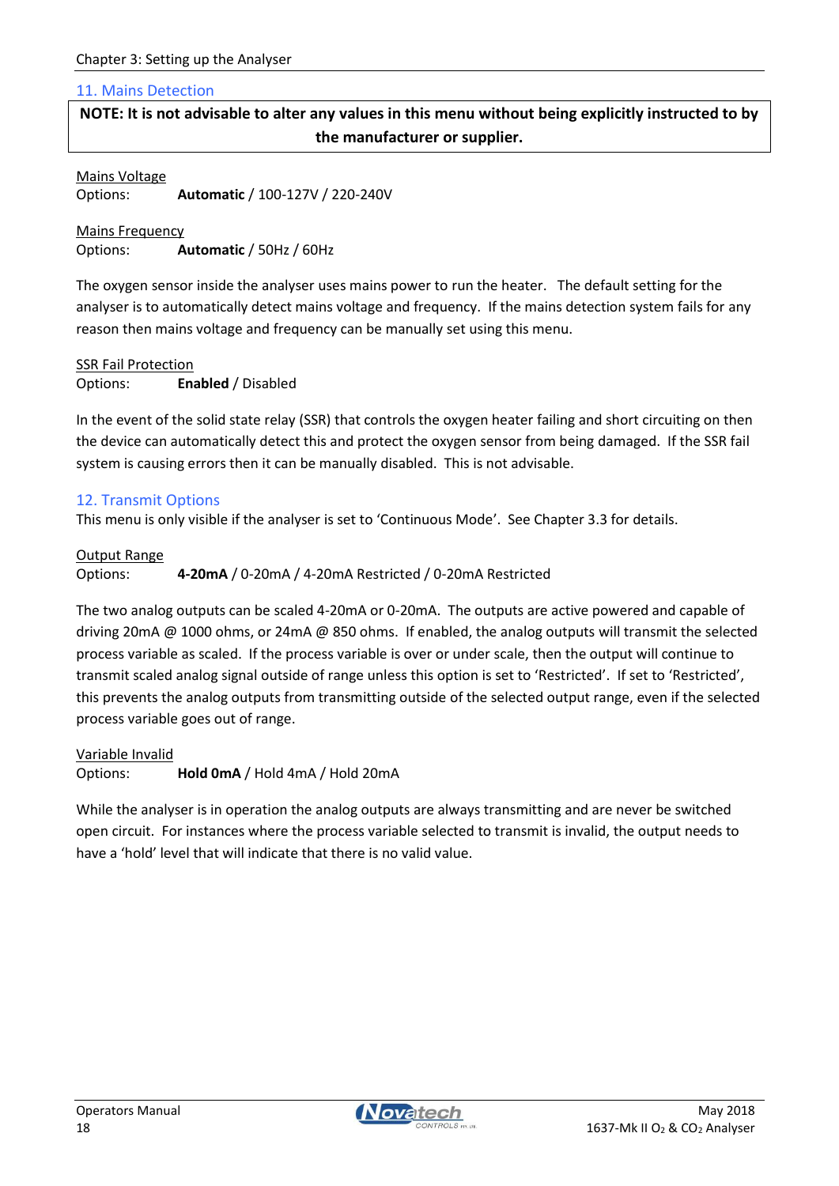## 11. Mains Detection

**NOTE: It is not advisable to alter any values in this menu without being explicitly instructed to by the manufacturer or supplier.**

Mains Voltage
Options: **Automatic** / 100-127V / 220-240V

Mains Frequency
Options: **Automatic** / 50Hz / 60Hz

The oxygen sensor inside the analyser uses mains power to run the heater. The default setting for the analyser is to automatically detect mains voltage and frequency. If the mains detection system fails for any reason then mains voltage and frequency can be manually set using this menu.

SSR Fail Protection
Options: **Enabled** / Disabled

In the event of the solid state relay (SSR) that controls the oxygen heater failing and short circuiting on then the device can automatically detect this and protect the oxygen sensor from being damaged. If the SSR fail system is causing errors then it can be manually disabled. This is not advisable.

## 12. Transmit Options

This menu is only visible if the analyser is set to 'Continuous Mode'. See Chapter 3.3 for details.

Output Range
Options: **4-20mA** / 0-20mA / 4-20mA Restricted / 0-20mA Restricted

The two analog outputs can be scaled 4-20mA or 0-20mA. The outputs are active powered and capable of driving 20mA @ 1000 ohms, or 24mA @ 850 ohms. If enabled, the analog outputs will transmit the selected process variable as scaled. If the process variable is over or under scale, then the output will continue to transmit scaled analog signal outside of range unless this option is set to 'Restricted'. If set to 'Restricted', this prevents the analog outputs from transmitting outside of the selected output range, even if the selected process variable goes out of range.

Variable Invalid
Options: **Hold 0mA** / Hold 4mA / Hold 20mA

While the analyser is in operation the analog outputs are always transmitting and are never be switched open circuit. For instances where the process variable selected to transmit is invalid, the output needs to have a 'hold' level that will indicate that there is no valid value.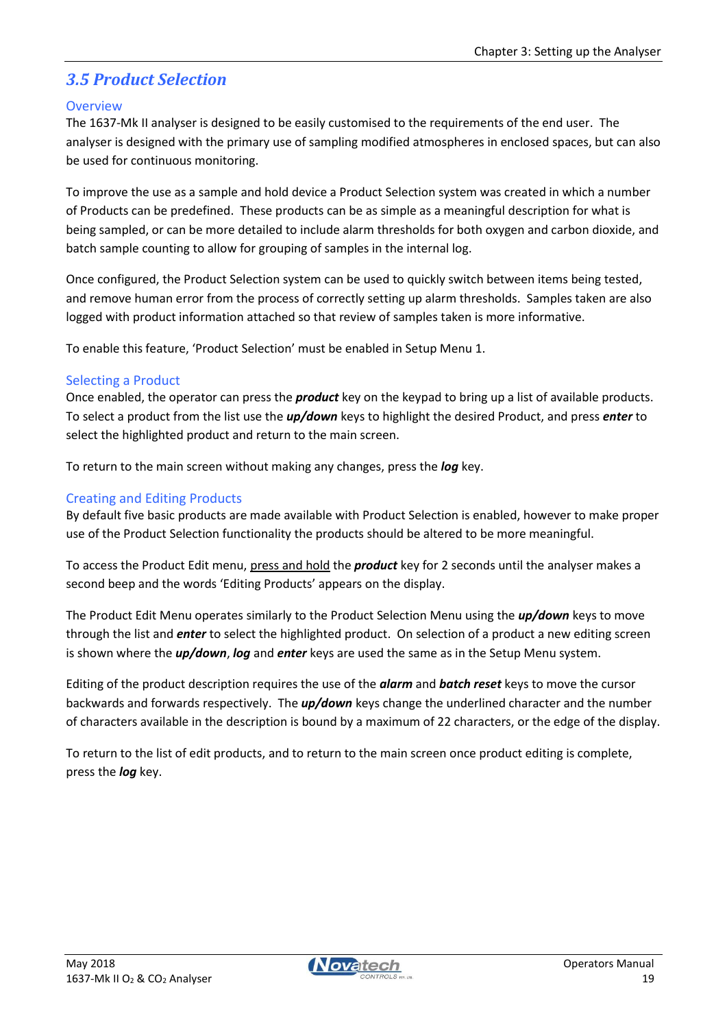## 3.5 Product Selection

### Overview

The 1637-Mk II analyser is designed to be easily customised to the requirements of the end user. The analyser is designed with the primary use of sampling modified atmospheres in enclosed spaces, but can also be used for continuous monitoring.

To improve the use as a sample and hold device a Product Selection system was created in which a number of Products can be predefined. These products can be as simple as a meaningful description for what is being sampled, or can be more detailed to include alarm thresholds for both oxygen and carbon dioxide, and batch sample counting to allow for grouping of samples in the internal log.

Once configured, the Product Selection system can be used to quickly switch between items being tested, and remove human error from the process of correctly setting up alarm thresholds. Samples taken are also logged with product information attached so that review of samples taken is more informative.

To enable this feature, 'Product Selection' must be enabled in Setup Menu 1.

### Selecting a Product

Once enabled, the operator can press the ***product*** key on the keypad to bring up a list of available products. To select a product from the list use the ***up/down*** keys to highlight the desired Product, and press ***enter*** to select the highlighted product and return to the main screen.

To return to the main screen without making any changes, press the ***log*** key.

### Creating and Editing Products

By default five basic products are made available with Product Selection is enabled, however to make proper use of the Product Selection functionality the products should be altered to be more meaningful.

To access the Product Edit menu, press and hold the ***product*** key for 2 seconds until the analyser makes a second beep and the words 'Editing Products' appears on the display.

The Product Edit Menu operates similarly to the Product Selection Menu using the ***up/down*** keys to move through the list and ***enter*** to select the highlighted product. On selection of a product a new editing screen is shown where the ***up/down***, ***log*** and ***enter*** keys are used the same as in the Setup Menu system.

Editing of the product description requires the use of the ***alarm*** and ***batch reset*** keys to move the cursor backwards and forwards respectively. The ***up/down*** keys change the underlined character and the number of characters available in the description is bound by a maximum of 22 characters, or the edge of the display.

To return to the list of edit products, and to return to the main screen once product editing is complete, press the ***log*** key.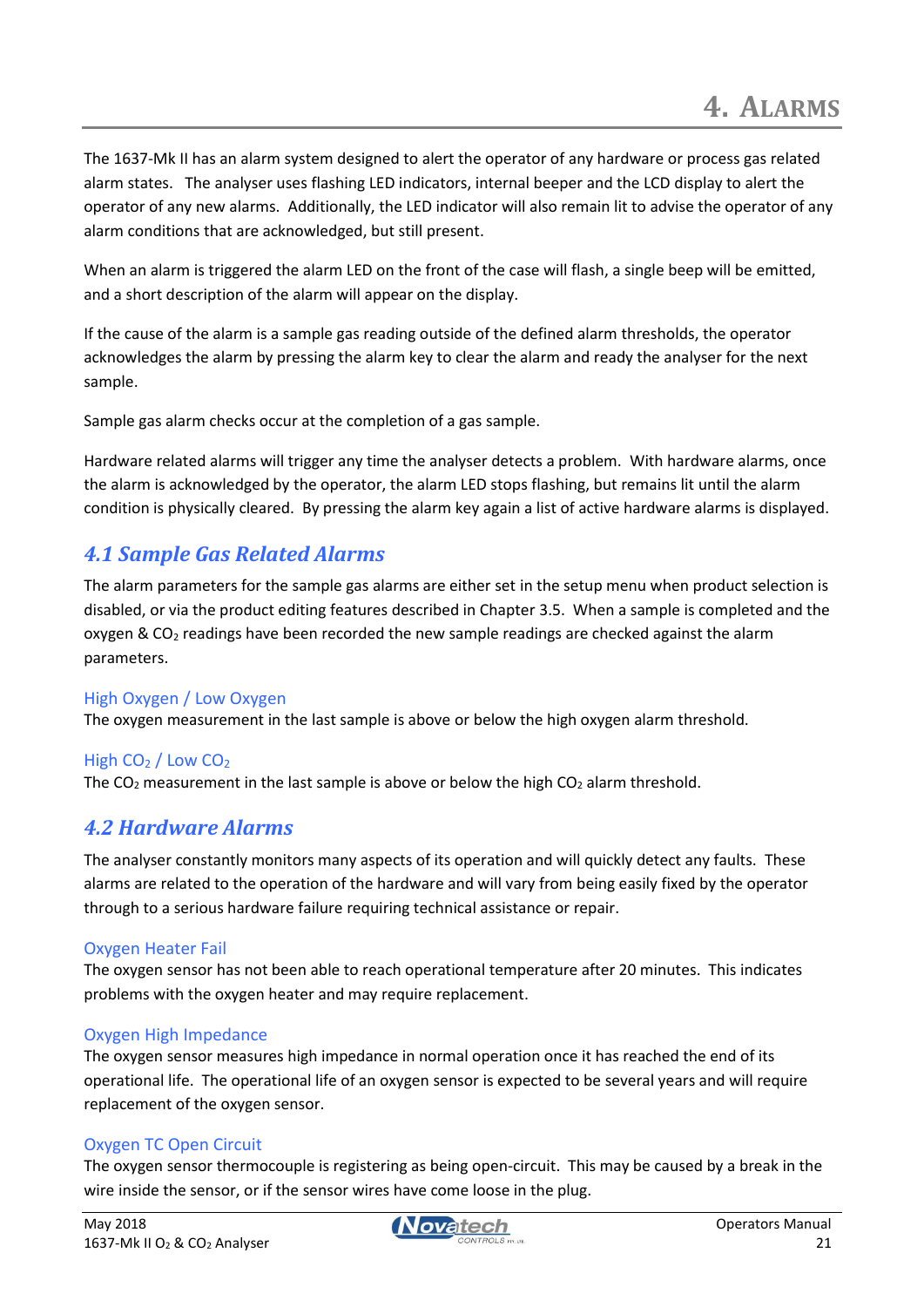# 4. Alarms

The 1637-Mk II has an alarm system designed to alert the operator of any hardware or process gas related alarm states. The analyser uses flashing LED indicators, internal beeper and the LCD display to alert the operator of any new alarms. Additionally, the LED indicator will also remain lit to advise the operator of any alarm conditions that are acknowledged, but still present.

When an alarm is triggered the alarm LED on the front of the case will flash, a single beep will be emitted, and a short description of the alarm will appear on the display.

If the cause of the alarm is a sample gas reading outside of the defined alarm thresholds, the operator acknowledges the alarm by pressing the alarm key to clear the alarm and ready the analyser for the next sample.

Sample gas alarm checks occur at the completion of a gas sample.

Hardware related alarms will trigger any time the analyser detects a problem. With hardware alarms, once the alarm is acknowledged by the operator, the alarm LED stops flashing, but remains lit until the alarm condition is physically cleared. By pressing the alarm key again a list of active hardware alarms is displayed.

## 4.1 Sample Gas Related Alarms

The alarm parameters for the sample gas alarms are either set in the setup menu when product selection is disabled, or via the product editing features described in Chapter 3.5. When a sample is completed and the oxygen & $CO_2$ readings have been recorded the new sample readings are checked against the alarm parameters.

### High Oxygen / Low Oxygen

The oxygen measurement in the last sample is above or below the high oxygen alarm threshold.

### High $CO_2$ / Low $CO_2$

The $CO_2$ measurement in the last sample is above or below the high $CO_2$ alarm threshold.

## 4.2 Hardware Alarms

The analyser constantly monitors many aspects of its operation and will quickly detect any faults. These alarms are related to the operation of the hardware and will vary from being easily fixed by the operator through to a serious hardware failure requiring technical assistance or repair.

### Oxygen Heater Fail

The oxygen sensor has not been able to reach operational temperature after 20 minutes. This indicates problems with the oxygen heater and may require replacement.

### Oxygen High Impedance

The oxygen sensor measures high impedance in normal operation once it has reached the end of its operational life. The operational life of an oxygen sensor is expected to be several years and will require replacement of the oxygen sensor.

### Oxygen TC Open Circuit

The oxygen sensor thermocouple is registering as being open-circuit. This may be caused by a break in the wire inside the sensor, or if the sensor wires have come loose in the plug.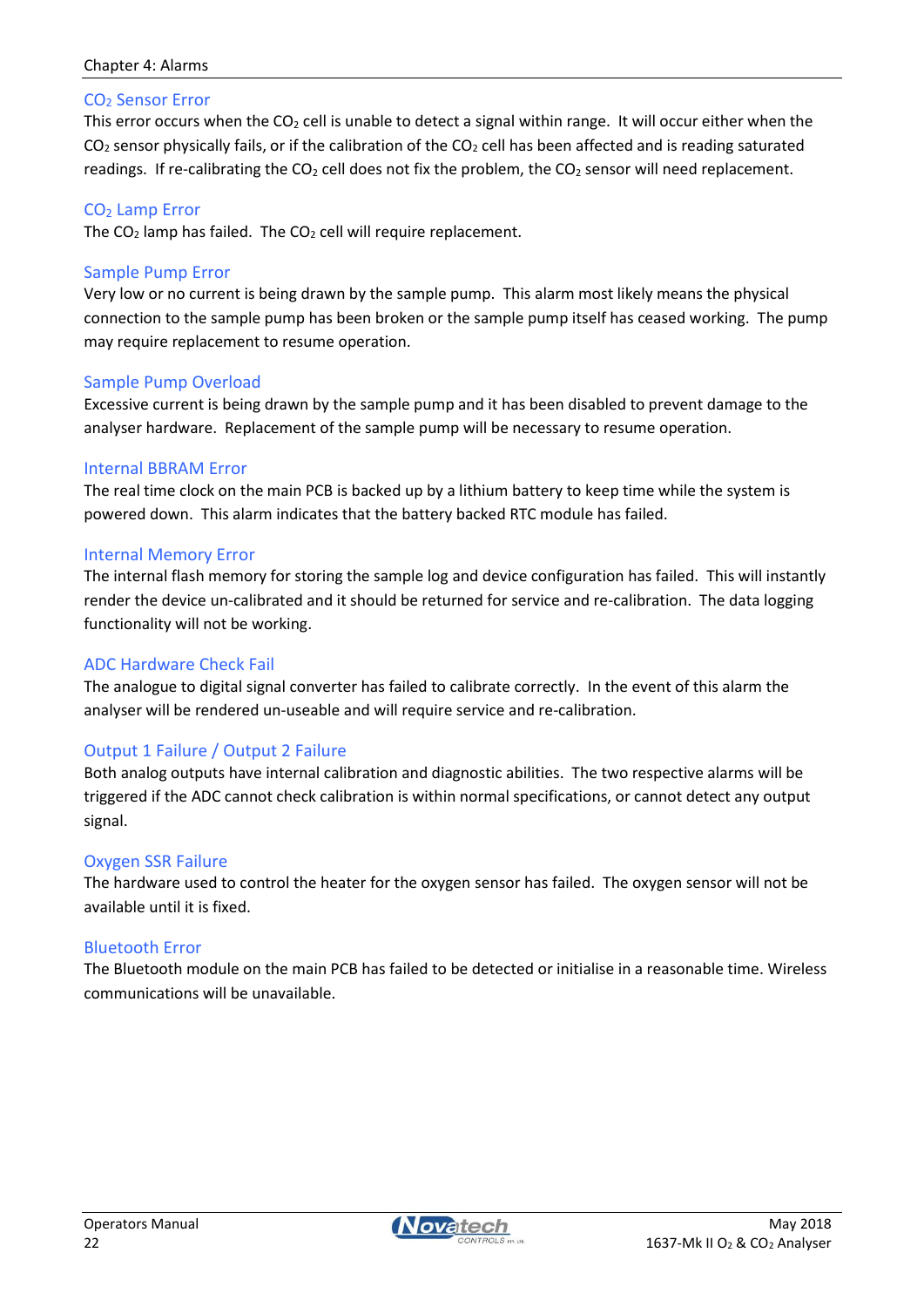### $CO_2$ Sensor Error

This error occurs when the $CO_2$ cell is unable to detect a signal within range. It will occur either when the $CO_2$ sensor physically fails, or if the calibration of the $CO_2$ cell has been affected and is reading saturated readings. If re-calibrating the $CO_2$ cell does not fix the problem, the $CO_2$ sensor will need replacement.

### $CO_2$ Lamp Error

The $CO_2$ lamp has failed. The $CO_2$ cell will require replacement.

### Sample Pump Error

Very low or no current is being drawn by the sample pump. This alarm most likely means the physical connection to the sample pump has been broken or the sample pump itself has ceased working. The pump may require replacement to resume operation.

### Sample Pump Overload

Excessive current is being drawn by the sample pump and it has been disabled to prevent damage to the analyser hardware. Replacement of the sample pump will be necessary to resume operation.

### Internal BBRAM Error

The real time clock on the main PCB is backed up by a lithium battery to keep time while the system is powered down. This alarm indicates that the battery backed RTC module has failed.

### Internal Memory Error

The internal flash memory for storing the sample log and device configuration has failed. This will instantly render the device un-calibrated and it should be returned for service and re-calibration. The data logging functionality will not be working.

### ADC Hardware Check Fail

The analogue to digital signal converter has failed to calibrate correctly. In the event of this alarm the analyser will be rendered un-useable and will require service and re-calibration.

### Output 1 Failure / Output 2 Failure

Both analog outputs have internal calibration and diagnostic abilities. The two respective alarms will be triggered if the ADC cannot check calibration is within normal specifications, or cannot detect any output signal.

### Oxygen SSR Failure

The hardware used to control the heater for the oxygen sensor has failed. The oxygen sensor will not be available until it is fixed.

### Bluetooth Error

The Bluetooth module on the main PCB has failed to be detected or initialise in a reasonable time. Wireless communications will be unavailable.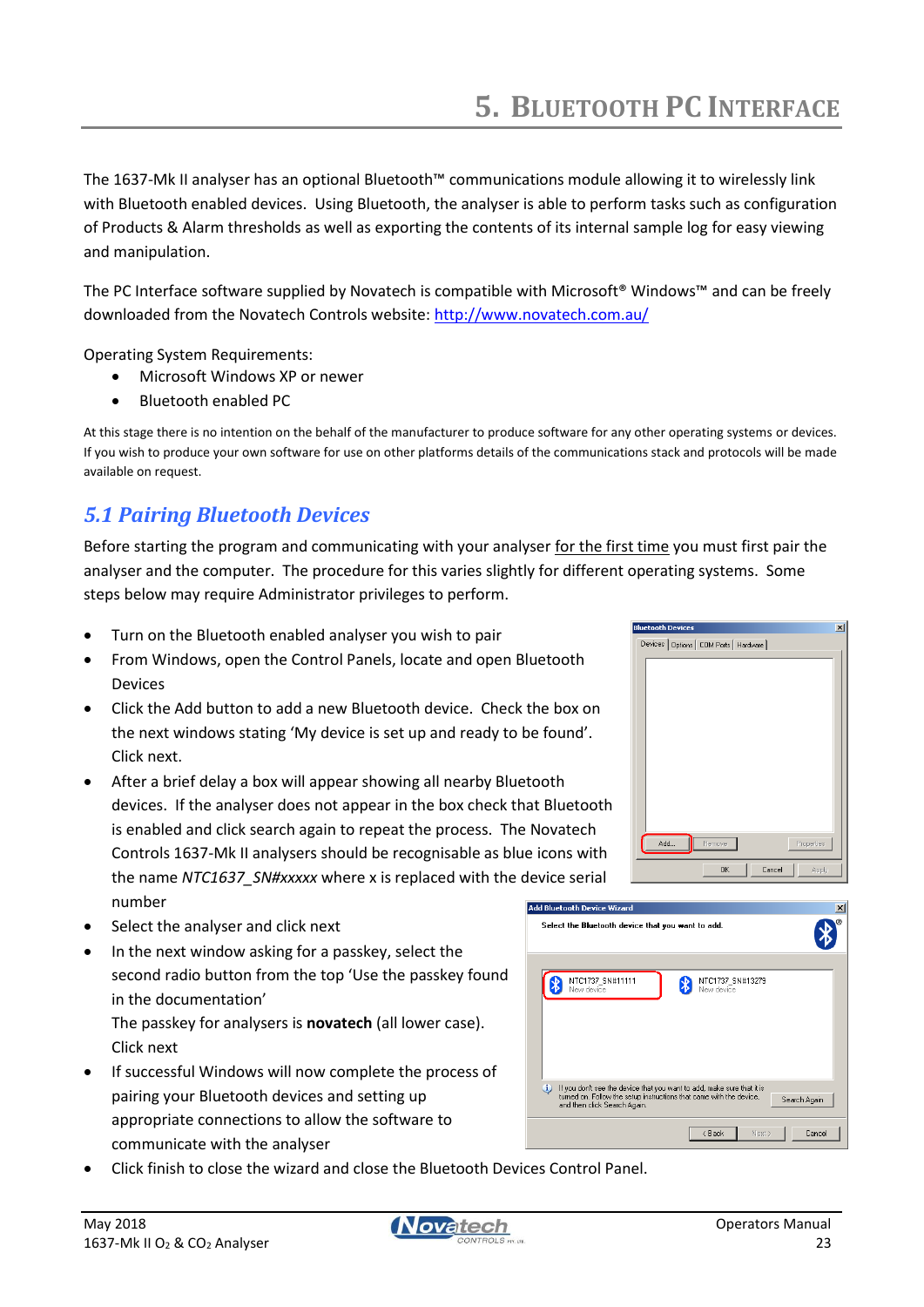# 5. Bluetooth PC Interface

The 1637-Mk II analyser has an optional Bluetooth™ communications module allowing it to wirelessly link with Bluetooth enabled devices. Using Bluetooth, the analyser is able to perform tasks such as configuration of Products & Alarm thresholds as well as exporting the contents of its internal sample log for easy viewing and manipulation.

The PC Interface software supplied by Novatech is compatible with Microsoft® Windows™ and can be freely downloaded from the Novatech Controls website: http://www.novatech.com.au/

Operating System Requirements:

- Microsoft Windows XP or newer
- Bluetooth enabled PC

At this stage there is no intention on the behalf of the manufacturer to produce software for any other operating systems or devices. If you wish to produce your own software for use on other platforms details of the communications stack and protocols will be made available on request.

## 5.1 Pairing Bluetooth Devices

Before starting the program and communicating with your analyser for the first time you must first pair the analyser and the computer. The procedure for this varies slightly for different operating systems. Some steps below may require Administrator privileges to perform.

- Turn on the Bluetooth enabled analyser you wish to pair
- From Windows, open the Control Panels, locate and open Bluetooth Devices
- Click the Add button to add a new Bluetooth device. Check the box on the next windows stating 'My device is set up and ready to be found'. Click next.
- After a brief delay a box will appear showing all nearby Bluetooth devices. If the analyser does not appear in the box check that Bluetooth is enabled and click search again to repeat the process. The Novatech Controls 1637-Mk II analysers should be recognisable as blue icons with the name *NTC1637_SN#xxxxx* where x is replaced with the device serial number
- Select the analyser and click next
- In the next window asking for a passkey, select the second radio button from the top 'Use the passkey found in the documentation'
  The passkey for analysers is **novatech** (all lower case).
  Click next
- If successful Windows will now complete the process of pairing your Bluetooth devices and setting up appropriate connections to allow the software to communicate with the analyser
- Click finish to close the wizard and close the Bluetooth Devices Control Panel.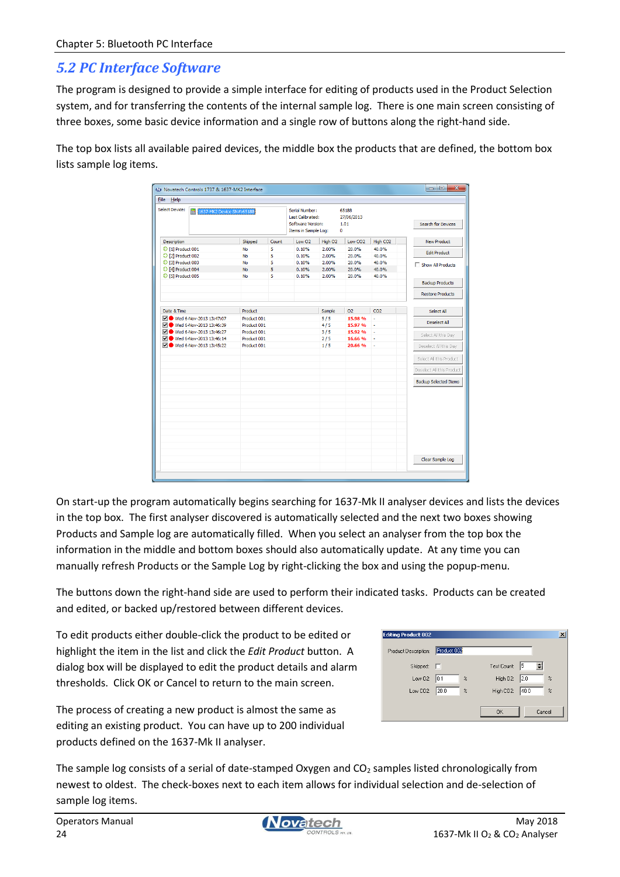## 5.2 PC Interface Software

The program is designed to provide a simple interface for editing of products used in the Product Selection system, and for transferring the contents of the internal sample log. There is one main screen consisting of three boxes, some basic device information and a single row of buttons along the right-hand side.

The top box lists all available paired devices, the middle box the products that are defined, the bottom box lists sample log items.

On start-up the program automatically begins searching for 1637-Mk II analyser devices and lists the devices in the top box. The first analyser discovered is automatically selected and the next two boxes showing Products and Sample log are automatically filled. When you select an analyser from the top box the information in the middle and bottom boxes should also automatically update. At any time you can manually refresh Products or the Sample Log by right-clicking the box and using the popup-menu.

The buttons down the right-hand side are used to perform their indicated tasks. Products can be created and edited, or backed up/restored between different devices.

To edit products either double-click the product to be edited or highlight the item in the list and click the *Edit Product* button. A dialog box will be displayed to edit the product details and alarm thresholds. Click OK or Cancel to return to the main screen.

The process of creating a new product is almost the same as editing an existing product. You can have up to 200 individual products defined on the 1637-Mk II analyser.

The sample log consists of a serial of date-stamped Oxygen and $CO_2$ samples listed chronologically from newest to oldest. The check-boxes next to each item allows for individual selection and de-selection of sample log items.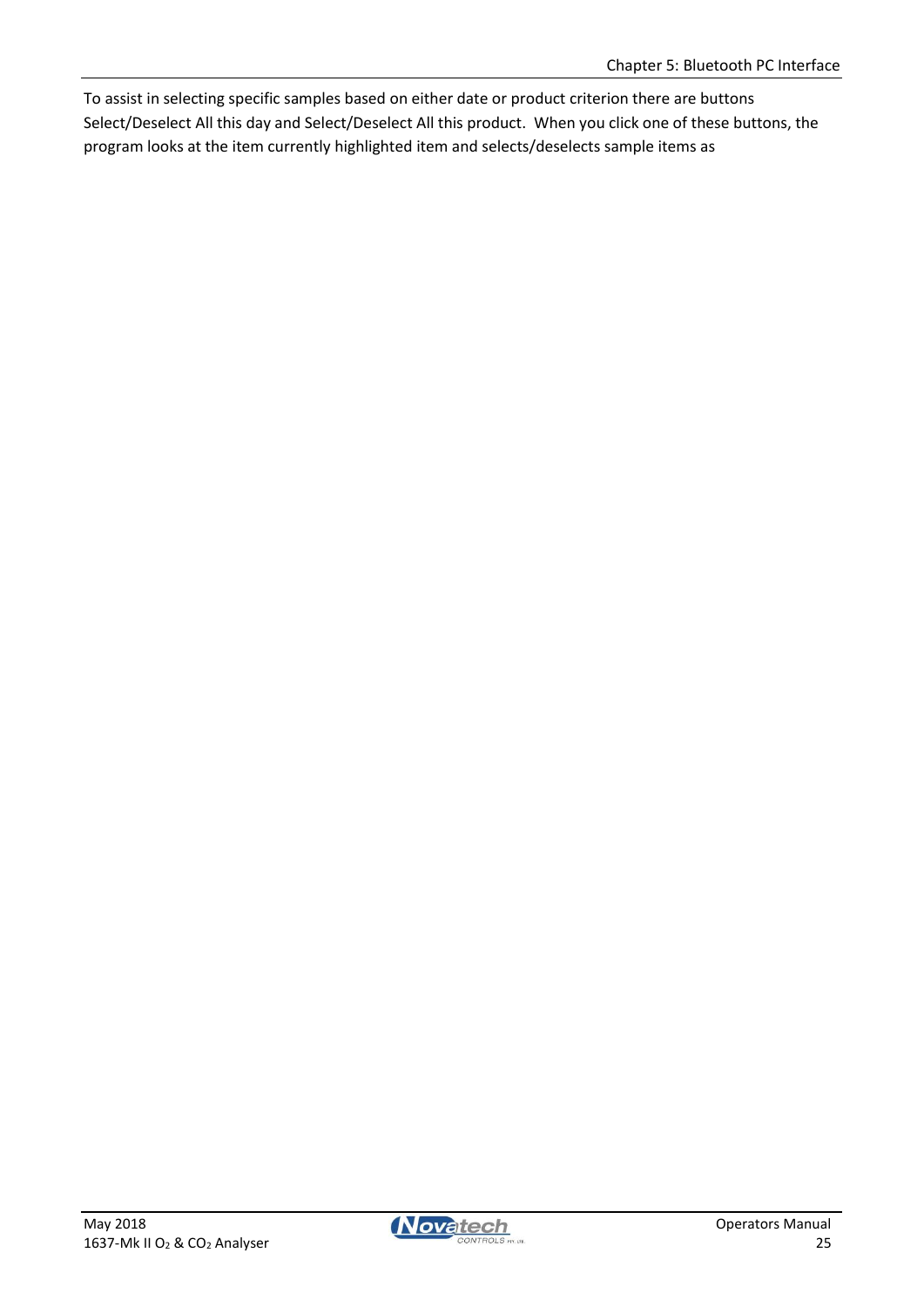To assist in selecting specific samples based on either date or product criterion there are buttons Select/Deselect All this day and Select/Deselect All this product. When you click one of these buttons, the program looks at the item currently highlighted item and selects/deselects sample items as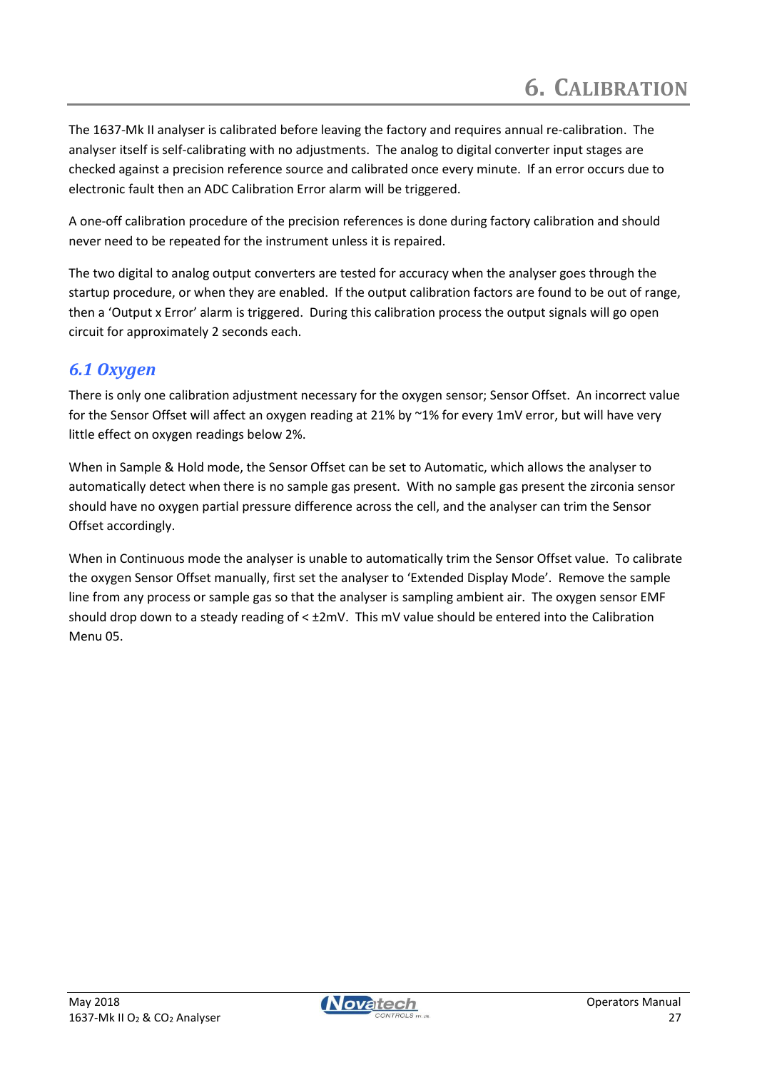# 6. CALIBRATION

The 1637-Mk II analyser is calibrated before leaving the factory and requires annual re-calibration. The analyser itself is self-calibrating with no adjustments. The analog to digital converter input stages are checked against a precision reference source and calibrated once every minute. If an error occurs due to electronic fault then an ADC Calibration Error alarm will be triggered.

A one-off calibration procedure of the precision references is done during factory calibration and should never need to be repeated for the instrument unless it is repaired.

The two digital to analog output converters are tested for accuracy when the analyser goes through the startup procedure, or when they are enabled. If the output calibration factors are found to be out of range, then a 'Output x Error' alarm is triggered. During this calibration process the output signals will go open circuit for approximately 2 seconds each.

## *6.1 Oxygen*

There is only one calibration adjustment necessary for the oxygen sensor; Sensor Offset. An incorrect value for the Sensor Offset will affect an oxygen reading at 21% by ~1% for every 1mV error, but will have very little effect on oxygen readings below 2%.

When in Sample & Hold mode, the Sensor Offset can be set to Automatic, which allows the analyser to automatically detect when there is no sample gas present. With no sample gas present the zirconia sensor should have no oxygen partial pressure difference across the cell, and the analyser can trim the Sensor Offset accordingly.

When in Continuous mode the analyser is unable to automatically trim the Sensor Offset value. To calibrate the oxygen Sensor Offset manually, first set the analyser to 'Extended Display Mode'. Remove the sample line from any process or sample gas so that the analyser is sampling ambient air. The oxygen sensor EMF should drop down to a steady reading of < ±2mV. This mV value should be entered into the Calibration Menu 05.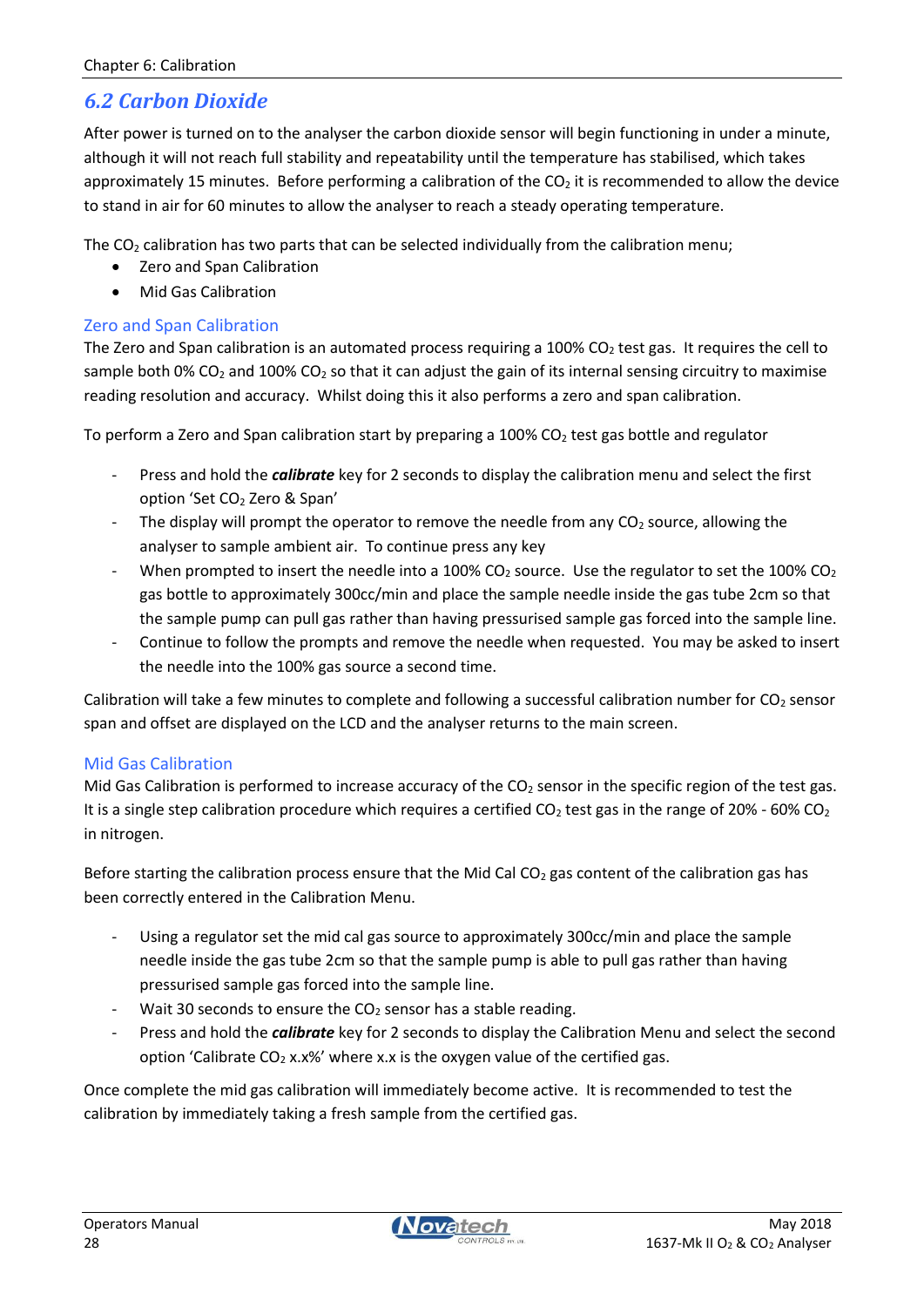## 6.2 Carbon Dioxide

After power is turned on to the analyser the carbon dioxide sensor will begin functioning in under a minute, although it will not reach full stability and repeatability until the temperature has stabilised, which takes approximately 15 minutes. Before performing a calibration of the $CO_2$ it is recommended to allow the device to stand in air for 60 minutes to allow the analyser to reach a steady operating temperature.

The $CO_2$ calibration has two parts that can be selected individually from the calibration menu;

- Zero and Span Calibration
- Mid Gas Calibration

### Zero and Span Calibration

The Zero and Span calibration is an automated process requiring a 100% $CO_2$ test gas. It requires the cell to sample both 0% $CO_2$ and 100% $CO_2$ so that it can adjust the gain of its internal sensing circuitry to maximise reading resolution and accuracy. Whilst doing this it also performs a zero and span calibration.

To perform a Zero and Span calibration start by preparing a 100% $CO_2$ test gas bottle and regulator

- Press and hold the ***calibrate*** key for 2 seconds to display the calibration menu and select the first option 'Set $CO_2$ Zero & Span'
- The display will prompt the operator to remove the needle from any $CO_2$ source, allowing the analyser to sample ambient air. To continue press any key
- When prompted to insert the needle into a 100% $CO_2$ source. Use the regulator to set the 100% $CO_2$ gas bottle to approximately 300cc/min and place the sample needle inside the gas tube 2cm so that the sample pump can pull gas rather than having pressurised sample gas forced into the sample line.
- Continue to follow the prompts and remove the needle when requested. You may be asked to insert the needle into the 100% gas source a second time.

Calibration will take a few minutes to complete and following a successful calibration number for $CO_2$ sensor span and offset are displayed on the LCD and the analyser returns to the main screen.

### Mid Gas Calibration

Mid Gas Calibration is performed to increase accuracy of the $CO_2$ sensor in the specific region of the test gas. It is a single step calibration procedure which requires a certified $CO_2$ test gas in the range of 20% - 60% $CO_2$ in nitrogen.

Before starting the calibration process ensure that the Mid Cal $CO_2$ gas content of the calibration gas has been correctly entered in the Calibration Menu.

- Using a regulator set the mid cal gas source to approximately 300cc/min and place the sample needle inside the gas tube 2cm so that the sample pump is able to pull gas rather than having pressurised sample gas forced into the sample line.
- Wait 30 seconds to ensure the $CO_2$ sensor has a stable reading.
- Press and hold the ***calibrate*** key for 2 seconds to display the Calibration Menu and select the second option 'Calibrate $CO_2$ x.x%' where x.x is the oxygen value of the certified gas.

Once complete the mid gas calibration will immediately become active. It is recommended to test the calibration by immediately taking a fresh sample from the certified gas.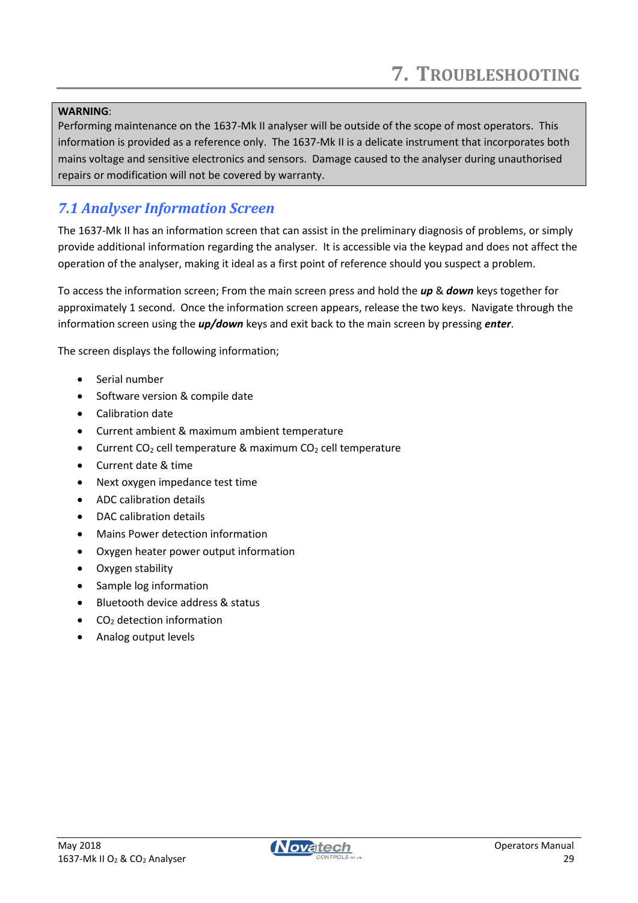# 7. Troubleshooting

**WARNING**:
Performing maintenance on the 1637-Mk II analyser will be outside of the scope of most operators. This information is provided as a reference only. The 1637-Mk II is a delicate instrument that incorporates both mains voltage and sensitive electronics and sensors. Damage caused to the analyser during unauthorised repairs or modification will not be covered by warranty.

## *7.1 Analyser Information Screen*

The 1637-Mk II has an information screen that can assist in the preliminary diagnosis of problems, or simply provide additional information regarding the analyser. It is accessible via the keypad and does not affect the operation of the analyser, making it ideal as a first point of reference should you suspect a problem.

To access the information screen; From the main screen press and hold the ***up*** & ***down*** keys together for approximately 1 second. Once the information screen appears, release the two keys. Navigate through the information screen using the ***up/down*** keys and exit back to the main screen by pressing ***enter***.

The screen displays the following information;

- Serial number
- Software version & compile date
- Calibration date
- Current ambient & maximum ambient temperature
- Current $CO_2$ cell temperature & maximum $CO_2$ cell temperature
- Current date & time
- Next oxygen impedance test time
- ADC calibration details
- DAC calibration details
- Mains Power detection information
- Oxygen heater power output information
- Oxygen stability
- Sample log information
- Bluetooth device address & status
- $CO_2$ detection information
- Analog output levels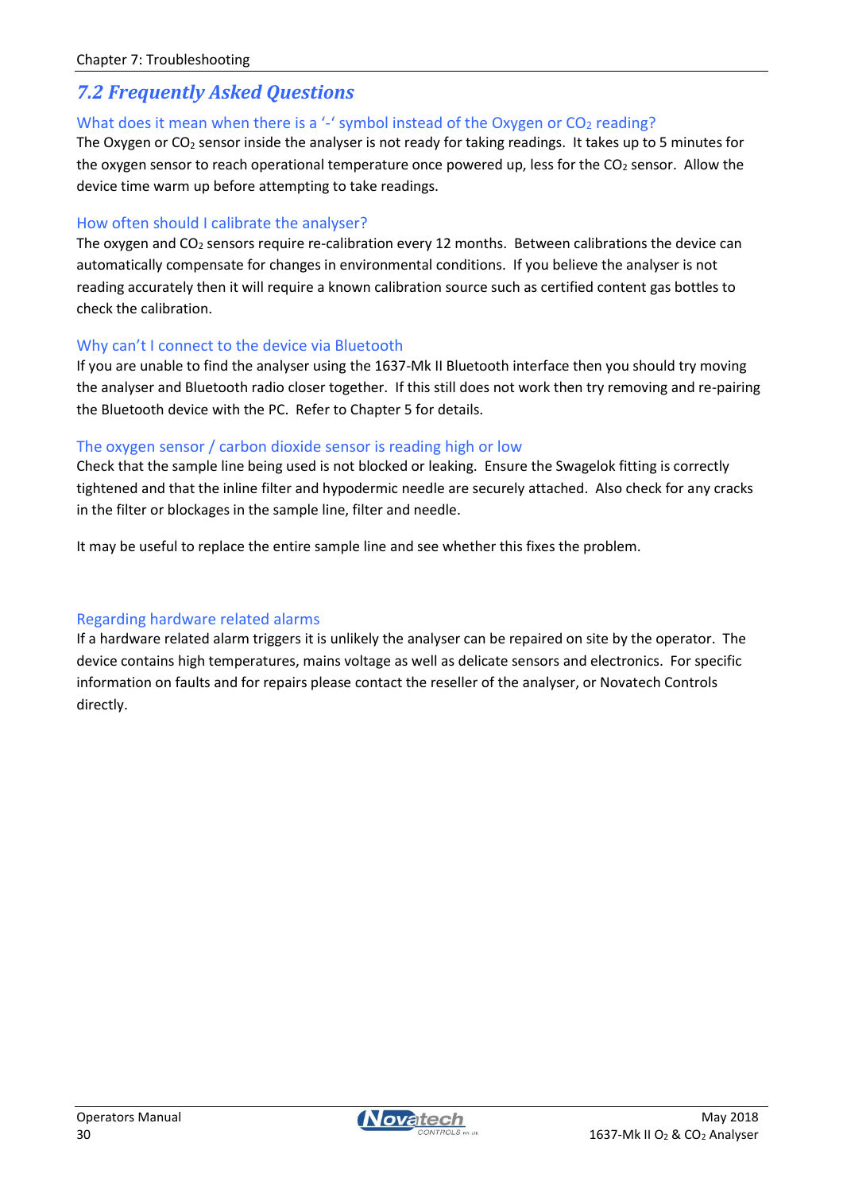## 7.2 Frequently Asked Questions

### What does it mean when there is a '-' symbol instead of the Oxygen or $CO_2$ reading?

The Oxygen or $CO_2$ sensor inside the analyser is not ready for taking readings. It takes up to 5 minutes for the oxygen sensor to reach operational temperature once powered up, less for the $CO_2$ sensor. Allow the device time warm up before attempting to take readings.

### How often should I calibrate the analyser?

The oxygen and $CO_2$ sensors require re-calibration every 12 months. Between calibrations the device can automatically compensate for changes in environmental conditions. If you believe the analyser is not reading accurately then it will require a known calibration source such as certified content gas bottles to check the calibration.

### Why can't I connect to the device via Bluetooth

If you are unable to find the analyser using the 1637-Mk II Bluetooth interface then you should try moving the analyser and Bluetooth radio closer together. If this still does not work then try removing and re-pairing the Bluetooth device with the PC. Refer to Chapter 5 for details.

### The oxygen sensor / carbon dioxide sensor is reading high or low

Check that the sample line being used is not blocked or leaking. Ensure the Swagelok fitting is correctly tightened and that the inline filter and hypodermic needle are securely attached. Also check for any cracks in the filter or blockages in the sample line, filter and needle.

It may be useful to replace the entire sample line and see whether this fixes the problem.

### Regarding hardware related alarms

If a hardware related alarm triggers it is unlikely the analyser can be repaired on site by the operator. The device contains high temperatures, mains voltage as well as delicate sensors and electronics. For specific information on faults and for repairs please contact the reseller of the analyser, or Novatech Controls directly.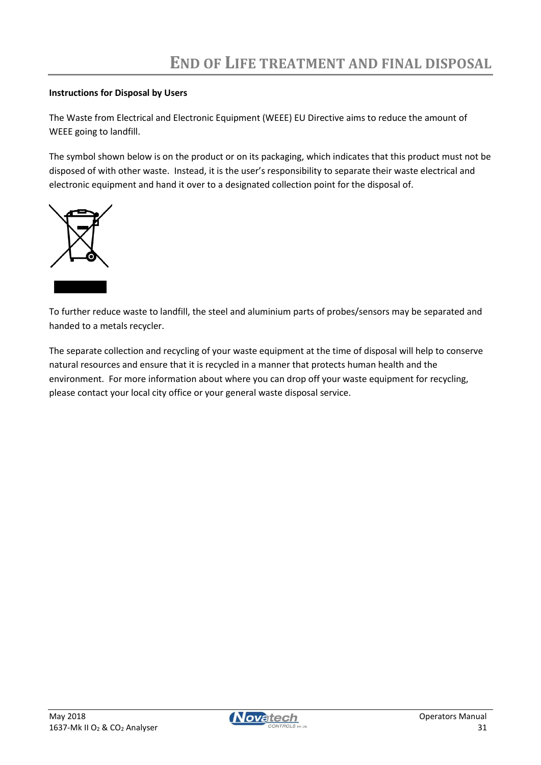# END OF LIFE TREATMENT AND FINAL DISPOSAL

**Instructions for Disposal by Users**

The Waste from Electrical and Electronic Equipment (WEEE) EU Directive aims to reduce the amount of WEEE going to landfill.

The symbol shown below is on the product or on its packaging, which indicates that this product must not be disposed of with other waste. Instead, it is the user's responsibility to separate their waste electrical and electronic equipment and hand it over to a designated collection point for the disposal of.

To further reduce waste to landfill, the steel and aluminium parts of probes/sensors may be separated and handed to a metals recycler.

The separate collection and recycling of your waste equipment at the time of disposal will help to conserve natural resources and ensure that it is recycled in a manner that protects human health and the environment. For more information about where you can drop off your waste equipment for recycling, please contact your local city office or your general waste disposal service.